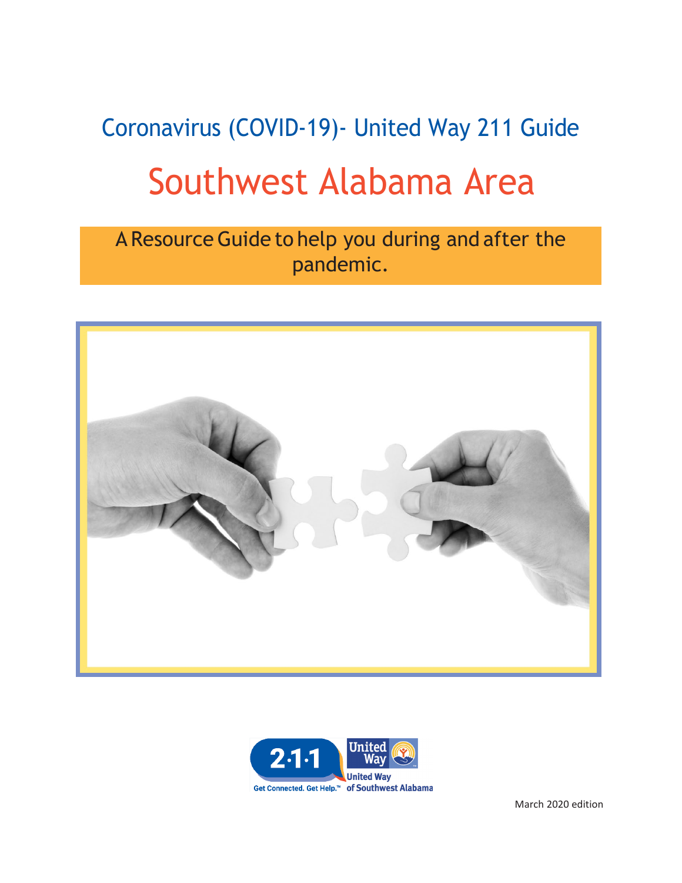# Coronavirus (COVID-19)- United Way 211 Guide

# Southwest Alabama Area

A Resource Guide to help you during and after the pandemic.

2·1·1 Get Connected. Get Help.™ United Way of Southwest Alabama

March 2020 edition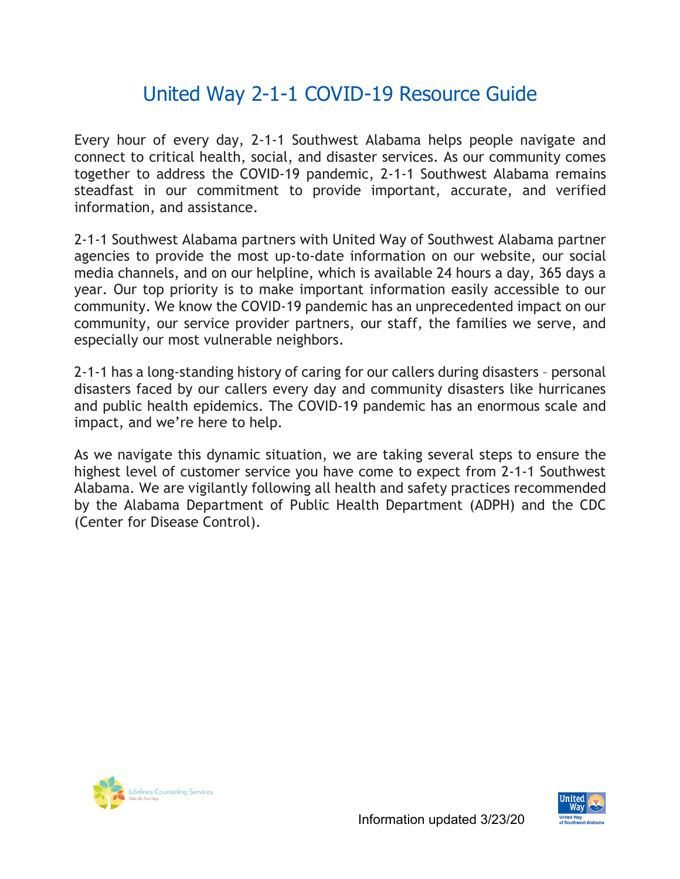# United Way 2-1-1 COVID-19 Resource Guide

Every hour of every day, 2-1-1 Southwest Alabama helps people navigate and connect to critical health, social, and disaster services. As our community comes together to address the COVID-19 pandemic, 2-1-1 Southwest Alabama remains steadfast in our commitment to provide important, accurate, and verified information, and assistance.

2-1-1 Southwest Alabama partners with United Way of Southwest Alabama partner agencies to provide the most up-to-date information on our website, our social media channels, and on our helpline, which is available 24 hours a day, 365 days a year. Our top priority is to make important information easily accessible to our community. We know the COVID-19 pandemic has an unprecedented impact on our community, our service provider partners, our staff, the families we serve, and especially our most vulnerable neighbors.

2-1-1 has a long-standing history of caring for our callers during disasters – personal disasters faced by our callers every day and community disasters like hurricanes and public health epidemics. The COVID-19 pandemic has an enormous scale and impact, and we're here to help.

As we navigate this dynamic situation, we are taking several steps to ensure the highest level of customer service you have come to expect from 2-1-1 Southwest Alabama. We are vigilantly following all health and safety practices recommended by the Alabama Department of Public Health Department (ADPH) and the CDC (Center for Disease Control).

Information updated 3/23/20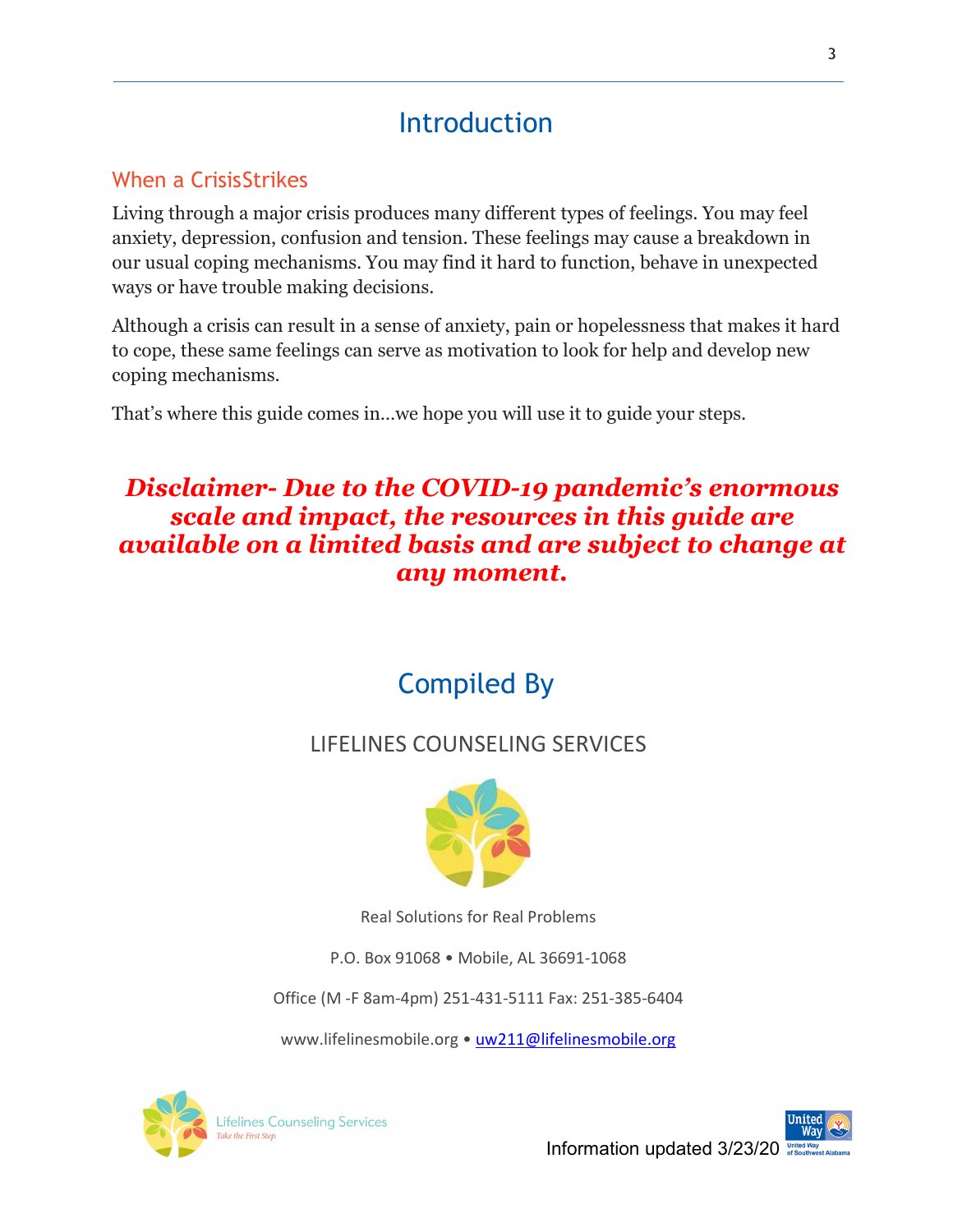# Introduction

## When a CrisisStrikes

Living through a major crisis produces many different types of feelings. You may feel anxiety, depression, confusion and tension. These feelings may cause a breakdown in our usual coping mechanisms. You may find it hard to function, behave in unexpected ways or have trouble making decisions.

Although a crisis can result in a sense of anxiety, pain or hopelessness that makes it hard to cope, these same feelings can serve as motivation to look for help and develop new coping mechanisms.

That's where this guide comes in…we hope you will use it to guide your steps.

***Disclaimer- Due to the COVID-19 pandemic's enormous scale and impact, the resources in this guide are available on a limited basis and are subject to change at any moment.***

# Compiled By

LIFELINES COUNSELING SERVICES

Real Solutions for Real Problems

P.O. Box 91068 • Mobile, AL 36691-1068

Office (M -F 8am-4pm) 251-431-5111 Fax: 251-385-6404

www.lifelinesmobile.org • uw211@lifelinesmobile.org

Lifelines Counseling Services
*Take the First Step.*

Information updated 3/23/20

United Way
United Way of Southwest Alabama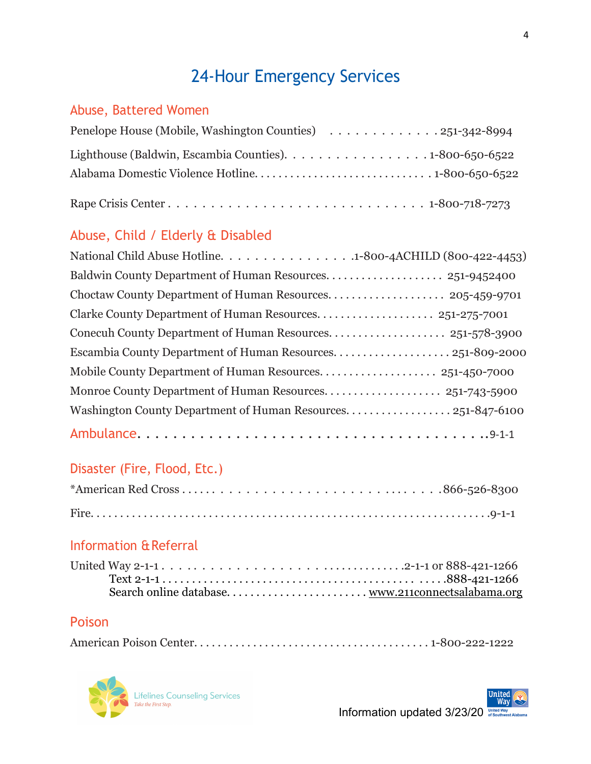# 24-Hour Emergency Services

## Abuse, Battered Women

Penelope House (Mobile, Washington Counties) . . . . . . . . . . . . . . 251-342-8994

Lighthouse (Baldwin, Escambia Counties). . . . . . . . . . . . . . . . . . 1-800-650-6522

Alabama Domestic Violence Hotline. . . . . . . . . . . . . . . . . . . . . . . . . . . . 1-800-650-6522

Rape Crisis Center . . . . . . . . . . . . . . . . . . . . . . . . . . . . . . 1-800-718-7273

## Abuse, Child / Elderly & Disabled

National Child Abuse Hotline. . . . . . . . . . . . . . . . . 1-800-4ACHILD (800-422-4453)

Baldwin County Department of Human Resources. . . . . . . . . . . . . . . . . . . . 251-9452400

Choctaw County Department of Human Resources. . . . . . . . . . . . . . . . . . . . 205-459-9701

Clarke County Department of Human Resources. . . . . . . . . . . . . . . . . . . . 251-275-7001

Conecuh County Department of Human Resources. . . . . . . . . . . . . . . . . . . . 251-578-3900

Escambia County Department of Human Resources. . . . . . . . . . . . . . . . . . . . 251-809-2000

Mobile County Department of Human Resources. . . . . . . . . . . . . . . . . . . . 251-450-7000

Monroe County Department of Human Resources. . . . . . . . . . . . . . . . . . . . 251-743-5900

Washington County Department of Human Resources. . . . . . . . . . . . . . . . . . 251-847-6100

## Ambulance. . . . . . . . . . . . . . . . . . . . . . . . . . . . . . . . . . . . 9-1-1

## Disaster (Fire, Flood, Etc.)

*American Red Cross . . . . . . . . . . . . . . . . . . . . . . . . . . . . . . . . . 866-526-8300

Fire. . . . . . . . . . . . . . . . . . . . . . . . . . . . . . . . . . . . . . . . . . . . . . . . . . . . . . . . . . . . . 9-1-1

## Information & Referral

United Way 2-1-1 . . . . . . . . . . . . . . . . . . . . . . . . . . . . . . . . 2-1-1 or 888-421-1266

Text 2-1-1 . . . . . . . . . . . . . . . . . . . . . . . . . . . . . . . . . . . . . . . . . . . . . . 888-421-1266

Search online database. . . . . . . . . . . . . . . . . . . . . . . . www.211connectsalabama.org

## Poison

American Poison Center. . . . . . . . . . . . . . . . . . . . . . . . . . . . . . . . . . . . . . . 1-800-222-1222

Lifelines Counseling Services
*Take the First Step.*

Information updated 3/23/20

United Way
United Way of Southwest Alabama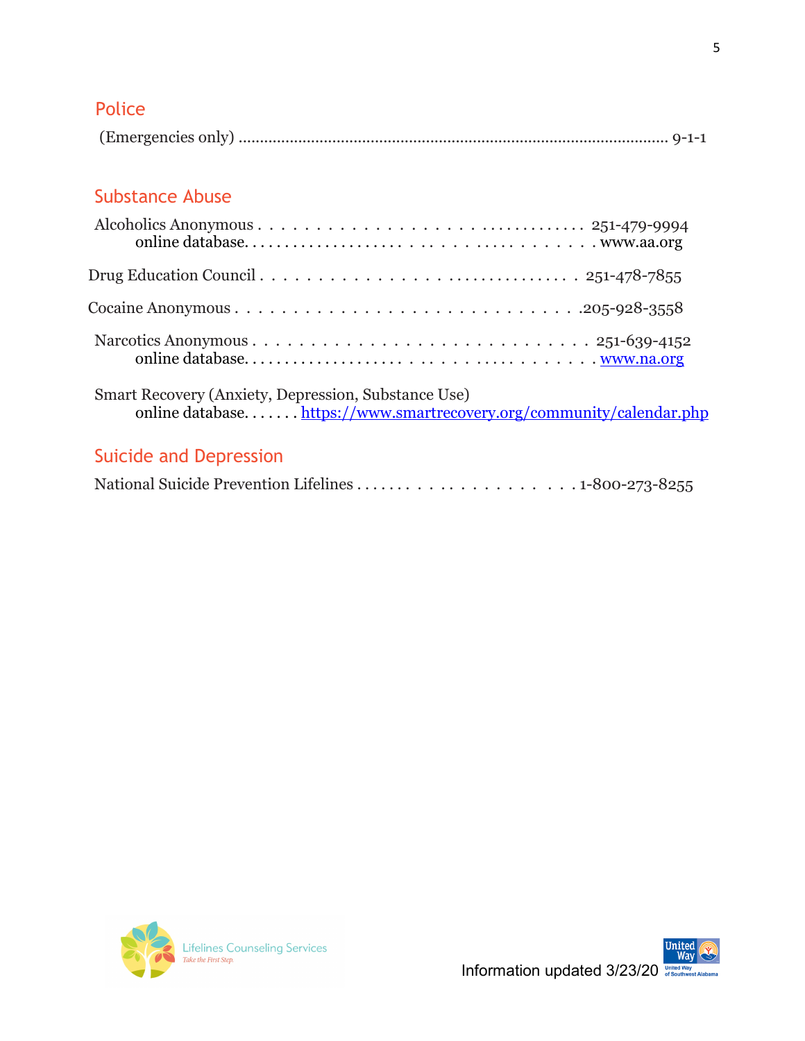## Police

(Emergencies only) ........................................................................................................ 9-1-1

## Substance Abuse

Alcoholics Anonymous . . . . . . . . . . . . . . . . . . . . . . . . . . . . . . . . 251-479-9994
online database. . . . . . . . . . . . . . . . . . . . . . . . . . . . . . . . . . . . . . www.aa.org

Drug Education Council . . . . . . . . . . . . . . . . . . . . . . . . . . . . . . . 251-478-7855

Cocaine Anonymous . . . . . . . . . . . . . . . . . . . . . . . . . . . . . . . . .205-928-3558

Narcotics Anonymous . . . . . . . . . . . . . . . . . . . . . . . . . . . . . . . 251-639-4152
online database. . . . . . . . . . . . . . . . . . . . . . . . . . . . . . . . . . . . . . www.na.org

Smart Recovery (Anxiety, Depression, Substance Use)
online database. . . . . . . https://www.smartrecovery.org/community/calendar.php

## Suicide and Depression

National Suicide Prevention Lifelines . . . . . . . . . . . . . . . . . . . . . . . . . .1-800-273-8255

Lifelines Counseling Services
*Take the First Step.*

Information updated 3/23/20

United Way
United Way of Southwest Alabama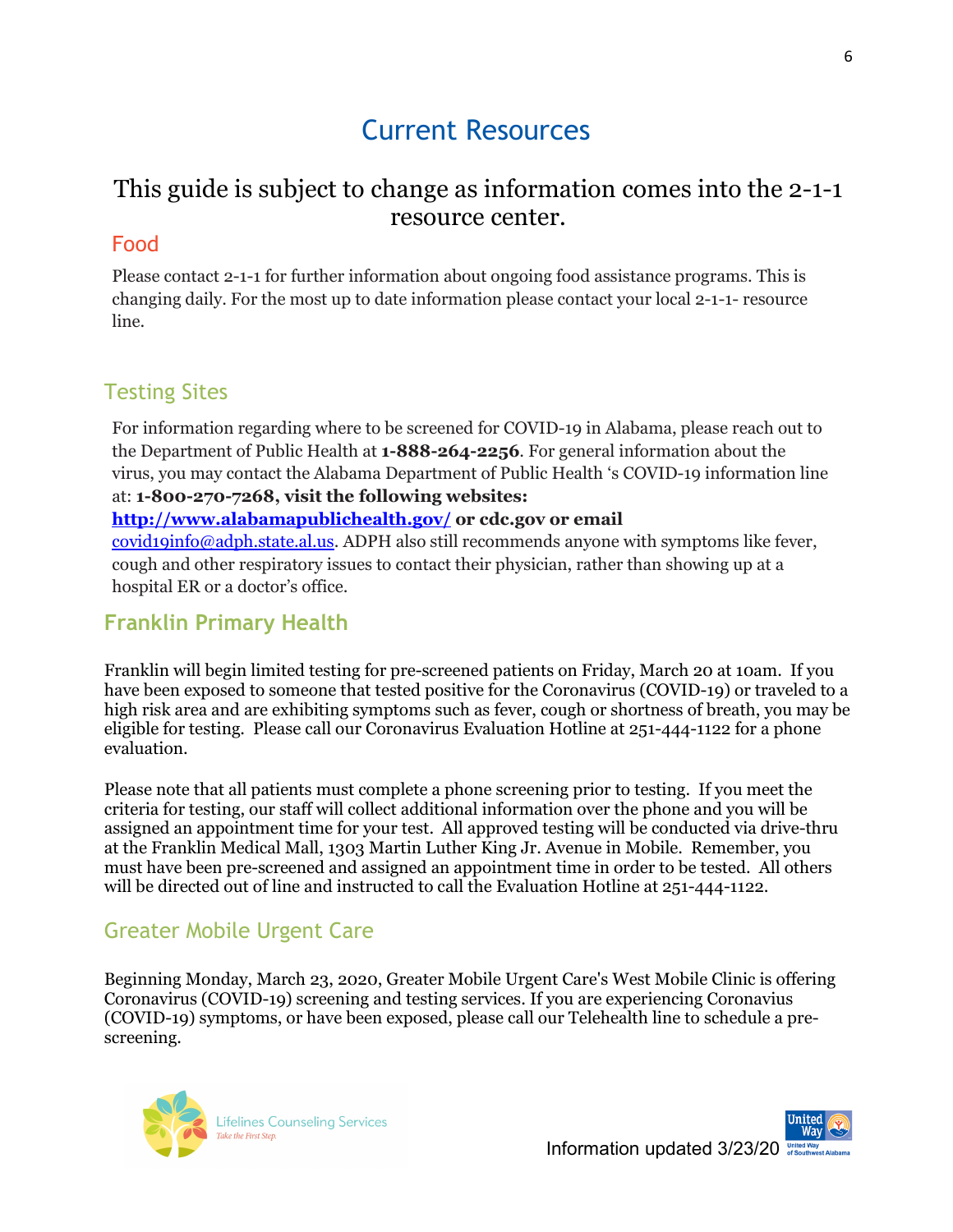# Current Resources

## This guide is subject to change as information comes into the 2-1-1 resource center.

### Food

Please contact 2-1-1 for further information about ongoing food assistance programs. This is changing daily. For the most up to date information please contact your local 2-1-1- resource line.

### Testing Sites

For information regarding where to be screened for COVID-19 in Alabama, please reach out to the Department of Public Health at **1-888-264-2256**. For general information about the virus, you may contact the Alabama Department of Public Health 's COVID-19 information line at: **1-800-270-7268, visit the following websites:** **[http://www.alabamapublichealth.gov/](http://www.alabamapublichealth.gov/) or cdc.gov or email** [covid19info@adph.state.al.us](mailto:covid19info@adph.state.al.us). ADPH also still recommends anyone with symptoms like fever, cough and other respiratory issues to contact their physician, rather than showing up at a hospital ER or a doctor's office.

### Franklin Primary Health

Franklin will begin limited testing for pre-screened patients on Friday, March 20 at 10am. If you have been exposed to someone that tested positive for the Coronavirus (COVID-19) or traveled to a high risk area and are exhibiting symptoms such as fever, cough or shortness of breath, you may be eligible for testing. Please call our Coronavirus Evaluation Hotline at 251-444-1122 for a phone evaluation.

Please note that all patients must complete a phone screening prior to testing. If you meet the criteria for testing, our staff will collect additional information over the phone and you will be assigned an appointment time for your test. All approved testing will be conducted via drive-thru at the Franklin Medical Mall, 1303 Martin Luther King Jr. Avenue in Mobile. Remember, you must have been pre-screened and assigned an appointment time in order to be tested. All others will be directed out of line and instructed to call the Evaluation Hotline at 251-444-1122.

### Greater Mobile Urgent Care

Beginning Monday, March 23, 2020, Greater Mobile Urgent Care's West Mobile Clinic is offering Coronavirus (COVID-19) screening and testing services. If you are experiencing Coronavius (COVID-19) symptoms, or have been exposed, please call our Telehealth line to schedule a pre-screening.

Information updated 3/23/20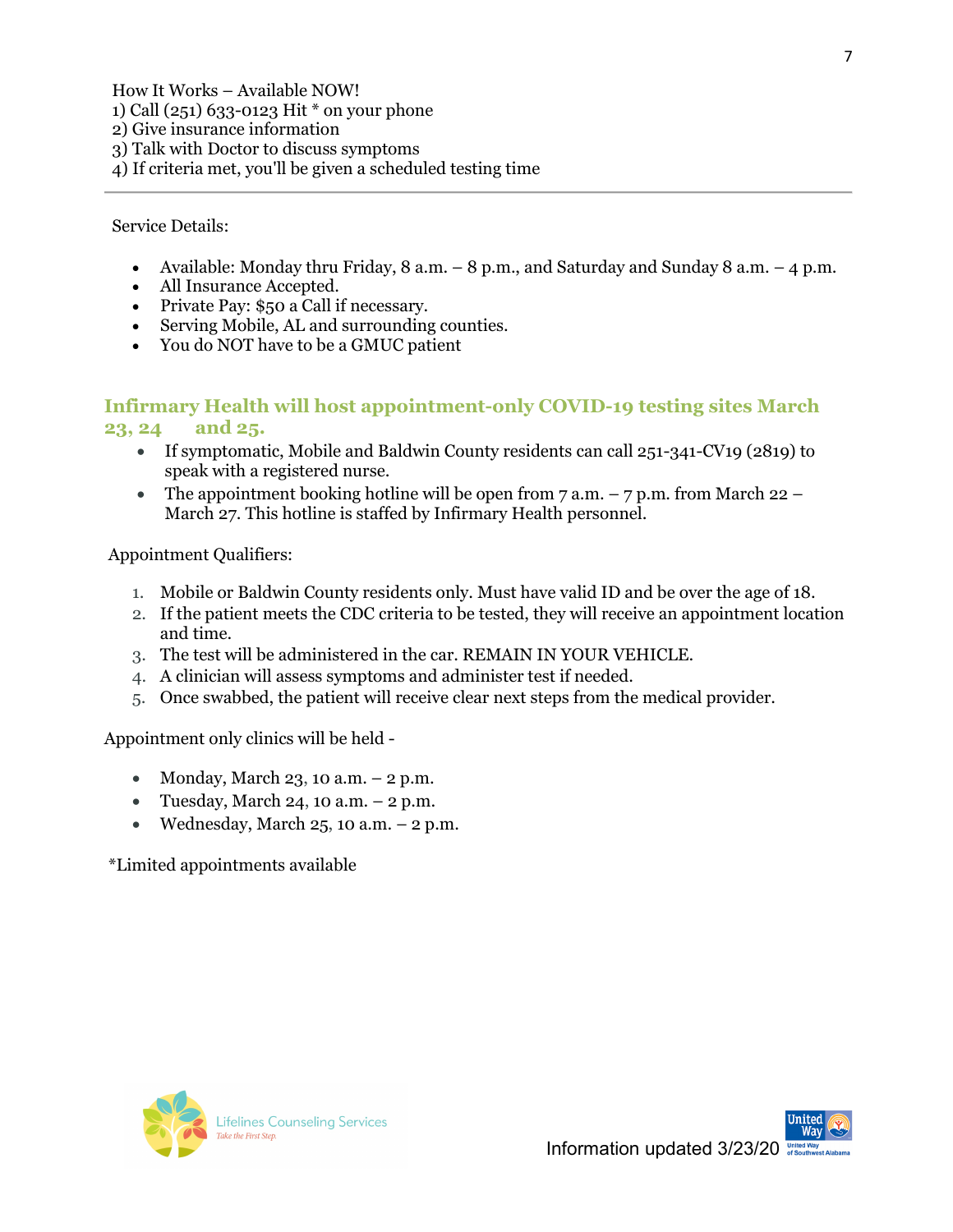How It Works – Available NOW!
1) Call (251) 633-0123 Hit * on your phone
2) Give insurance information
3) Talk with Doctor to discuss symptoms
4) If criteria met, you'll be given a scheduled testing time

---

Service Details:

- Available: Monday thru Friday, 8 a.m. – 8 p.m., and Saturday and Sunday 8 a.m. – 4 p.m.
- All Insurance Accepted.
- Private Pay: $50 a Call if necessary.
- Serving Mobile, AL and surrounding counties.
- You do NOT have to be a GMUC patient

## Infirmary Health will host appointment-only COVID-19 testing sites March 23, 24 and 25.

- If symptomatic, Mobile and Baldwin County residents can call 251-341-CV19 (2819) to speak with a registered nurse.
- The appointment booking hotline will be open from 7 a.m. – 7 p.m. from March 22 – March 27. This hotline is staffed by Infirmary Health personnel.

Appointment Qualifiers:

1. Mobile or Baldwin County residents only. Must have valid ID and be over the age of 18.
2. If the patient meets the CDC criteria to be tested, they will receive an appointment location and time.
3. The test will be administered in the car. REMAIN IN YOUR VEHICLE.
4. A clinician will assess symptoms and administer test if needed.
5. Once swabbed, the patient will receive clear next steps from the medical provider.

Appointment only clinics will be held -

- Monday, March 23, 10 a.m. – 2 p.m.
- Tuesday, March 24, 10 a.m. – 2 p.m.
- Wednesday, March 25, 10 a.m. – 2 p.m.

*Limited appointments available

Information updated 3/23/20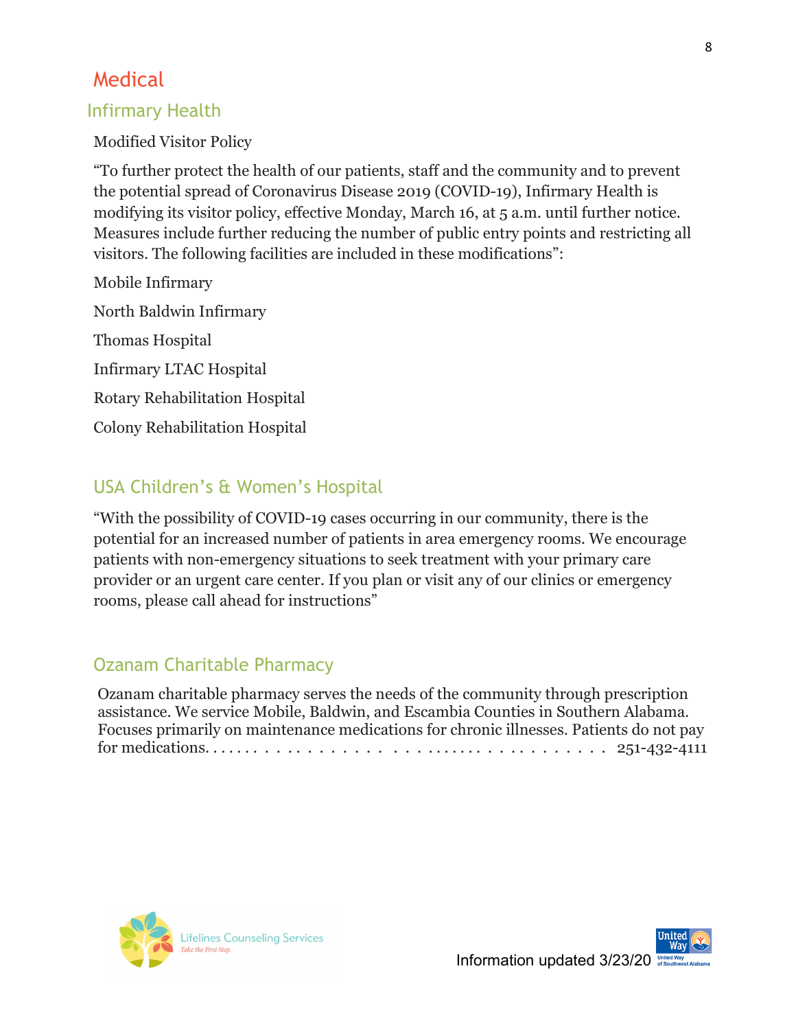# Medical

## Infirmary Health

Modified Visitor Policy

"To further protect the health of our patients, staff and the community and to prevent the potential spread of Coronavirus Disease 2019 (COVID-19), Infirmary Health is modifying its visitor policy, effective Monday, March 16, at 5 a.m. until further notice. Measures include further reducing the number of public entry points and restricting all visitors. The following facilities are included in these modifications":

Mobile Infirmary

North Baldwin Infirmary

Thomas Hospital

Infirmary LTAC Hospital

Rotary Rehabilitation Hospital

Colony Rehabilitation Hospital

## USA Children's & Women's Hospital

"With the possibility of COVID-19 cases occurring in our community, there is the potential for an increased number of patients in area emergency rooms. We encourage patients with non-emergency situations to seek treatment with your primary care provider or an urgent care center. If you plan or visit any of our clinics or emergency rooms, please call ahead for instructions"

## Ozanam Charitable Pharmacy

Ozanam charitable pharmacy serves the needs of the community through prescription assistance. We service Mobile, Baldwin, and Escambia Counties in Southern Alabama. Focuses primarily on maintenance medications for chronic illnesses. Patients do not pay for medications. . . . . . . . . . . . . . . . . . . . . . . . . . . . . . . . . . . . . . . . 251-432-4111

Information updated 3/23/20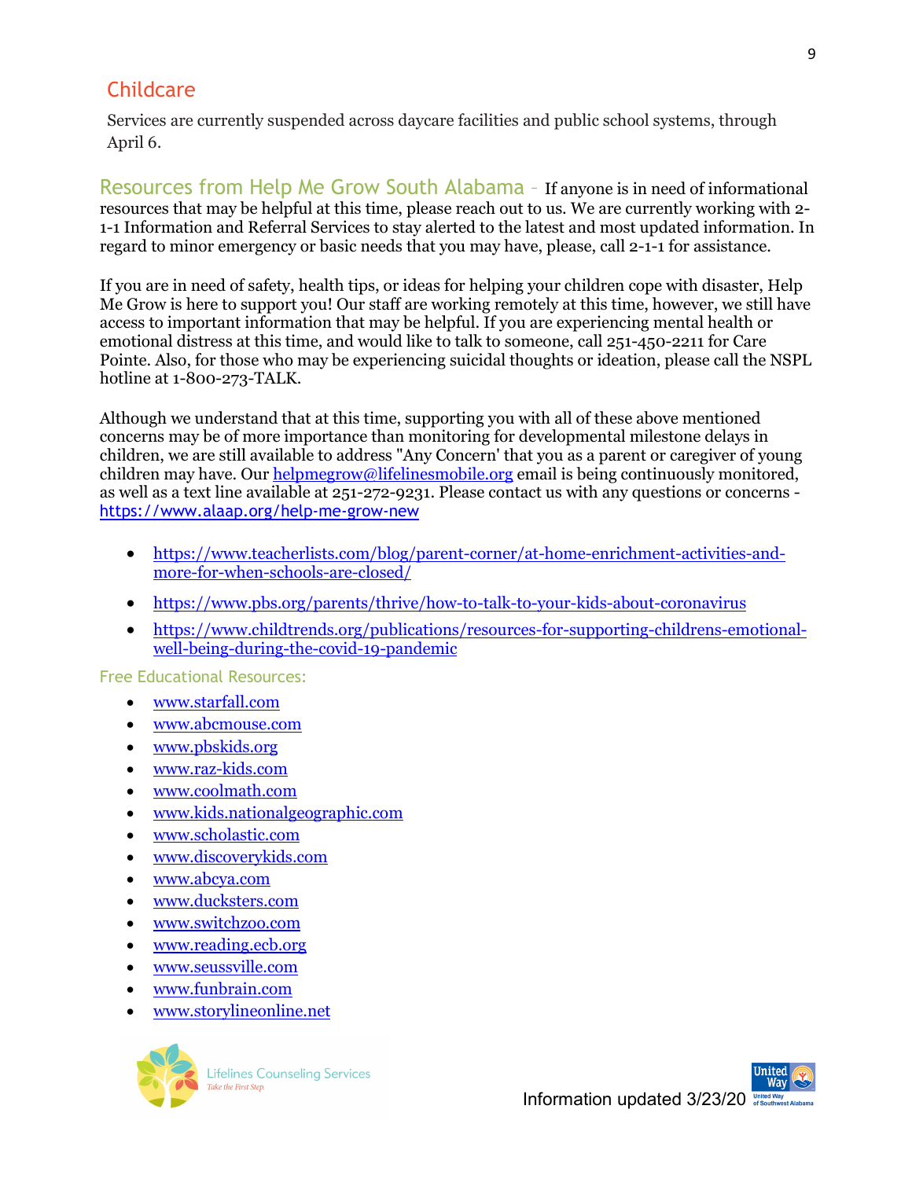## Childcare

Services are currently suspended across daycare facilities and public school systems, through April 6.

**Resources from Help Me Grow South Alabama** – If anyone is in need of informational resources that may be helpful at this time, please reach out to us. We are currently working with 2-1-1 Information and Referral Services to stay alerted to the latest and most updated information. In regard to minor emergency or basic needs that you may have, please, call 2-1-1 for assistance.

If you are in need of safety, health tips, or ideas for helping your children cope with disaster, Help Me Grow is here to support you! Our staff are working remotely at this time, however, we still have access to important information that may be helpful. If you are experiencing mental health or emotional distress at this time, and would like to talk to someone, call 251-450-2211 for Care Pointe. Also, for those who may be experiencing suicidal thoughts or ideation, please call the NSPL hotline at 1-800-273-TALK.

Although we understand that at this time, supporting you with all of these above mentioned concerns may be of more importance than monitoring for developmental milestone delays in children, we are still available to address "Any Concern' that you as a parent or caregiver of young children may have. Our helpmegrow@lifelinesmobile.org email is being continuously monitored, as well as a text line available at 251-272-9231. Please contact us with any questions or concerns - https://www.alaap.org/help-me-grow-new

- https://www.teacherlists.com/blog/parent-corner/at-home-enrichment-activities-and-more-for-when-schools-are-closed/
- https://www.pbs.org/parents/thrive/how-to-talk-to-your-kids-about-coronavirus
- https://www.childtrends.org/publications/resources-for-supporting-childrens-emotional-well-being-during-the-covid-19-pandemic

### Free Educational Resources:

- www.starfall.com
- www.abcmouse.com
- www.pbskids.org
- www.raz-kids.com
- www.coolmath.com
- www.kids.nationalgeographic.com
- www.scholastic.com
- www.discoverykids.com
- www.abcya.com
- www.ducksters.com
- www.switchzoo.com
- www.reading.ecb.org
- www.seussville.com
- www.funbrain.com
- www.storylineonline.net

Information updated 3/23/20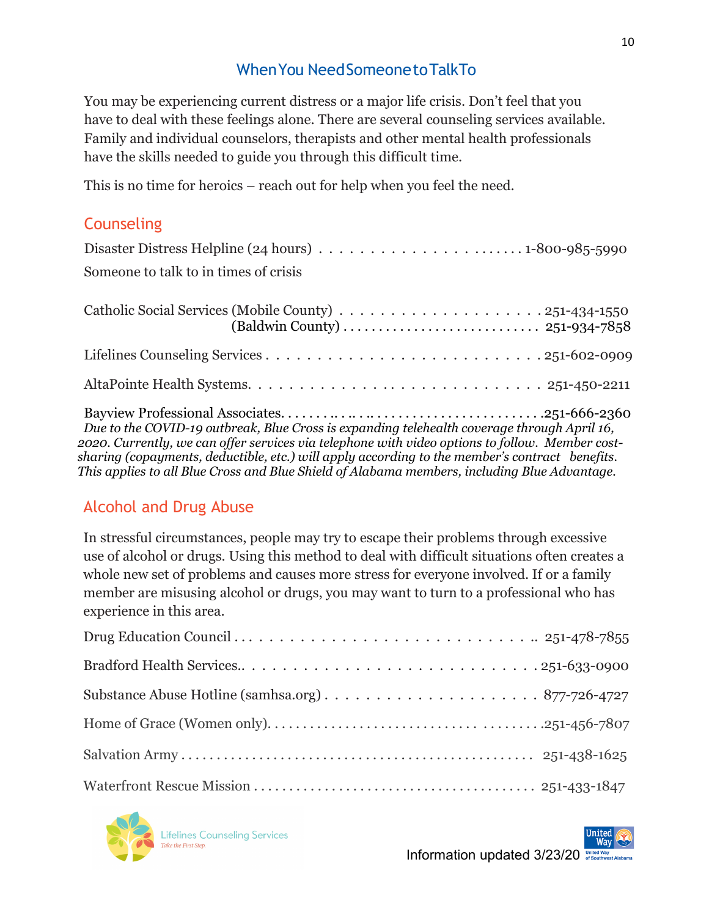## When You Need Someone to Talk To

You may be experiencing current distress or a major life crisis. Don't feel that you have to deal with these feelings alone. There are several counseling services available. Family and individual counselors, therapists and other mental health professionals have the skills needed to guide you through this difficult time.

This is no time for heroics – reach out for help when you feel the need.

### Counseling

Disaster Distress Helpline (24 hours) . . . . . . . . . . . . . . . . . . . . . . 1-800-985-5990

Someone to talk to in times of crisis

Catholic Social Services (Mobile County) . . . . . . . . . . . . . . . . . . . . 251-434-1550
(Baldwin County) . . . . . . . . . . . . . . . . . . . . . . . . . . . 251-934-7858

Lifelines Counseling Services . . . . . . . . . . . . . . . . . . . . . . . . . . . 251-602-0909

AltaPointe Health Systems. . . . . . . . . . . . . . . . . . . . . . . . . . . . 251-450-2211

Bayview Professional Associates. . . . . . . . . . . . . . . . . . . . . . . . . . . . . . .251-666-2360

*Due to the COVID-19 outbreak, Blue Cross is expanding telehealth coverage through April 16, 2020. Currently, we can offer services via telephone with video options to follow. Member cost-sharing (copayments, deductible, etc.) will apply according to the member's contract benefits. This applies to all Blue Cross and Blue Shield of Alabama members, including Blue Advantage.*

### Alcohol and Drug Abuse

In stressful circumstances, people may try to escape their problems through excessive use of alcohol or drugs. Using this method to deal with difficult situations often creates a whole new set of problems and causes more stress for everyone involved. If or a family member are misusing alcohol or drugs, you may want to turn to a professional who has experience in this area.

Drug Education Council . . . . . . . . . . . . . . . . . . . . . . . . . . . . . .. 251-478-7855

Bradford Health Services.. . . . . . . . . . . . . . . . . . . . . . . . . . . . . 251-633-0900

Substance Abuse Hotline (samhsa.org) . . . . . . . . . . . . . . . . . . . . . 877-726-4727

Home of Grace (Women only). . . . . . . . . . . . . . . . . . . . . . . . . . . . . . . . . . . .251-456-7807

Salvation Army . . . . . . . . . . . . . . . . . . . . . . . . . . . . . . . . . . . . . . . . . . . . . 251-438-1625

Waterfront Rescue Mission . . . . . . . . . . . . . . . . . . . . . . . . . . . . . . . . . . . . 251-433-1847

Lifelines Counseling Services *Take the First Step.*

Information updated 3/23/20

United Way of Southwest Alabama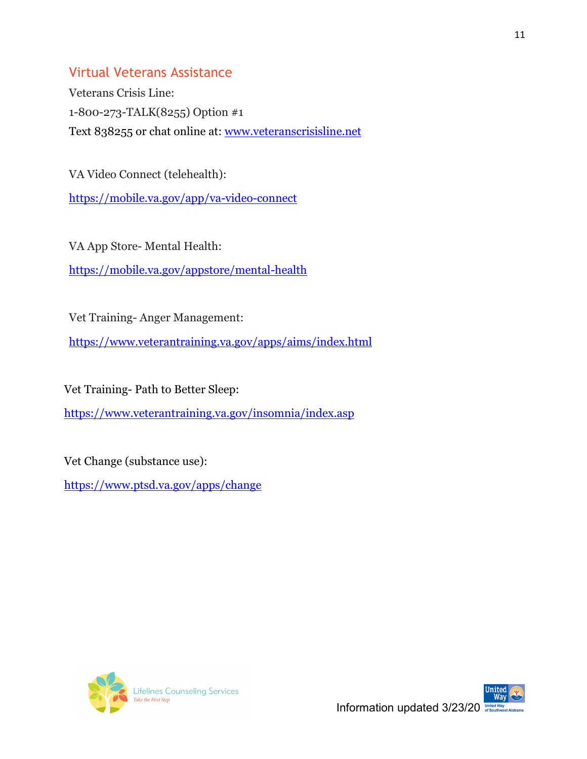## Virtual Veterans Assistance

Veterans Crisis Line:

1-800-273-TALK(8255) Option #1

Text 838255 or chat online at: www.veteranscrisisline.net

VA Video Connect (telehealth):

https://mobile.va.gov/app/va-video-connect

VA App Store- Mental Health:

https://mobile.va.gov/appstore/mental-health

Vet Training- Anger Management:

https://www.veterantraining.va.gov/apps/aims/index.html

Vet Training- Path to Better Sleep:

https://www.veterantraining.va.gov/insomnia/index.asp

Vet Change (substance use):

https://www.ptsd.va.gov/apps/change

Information updated 3/23/20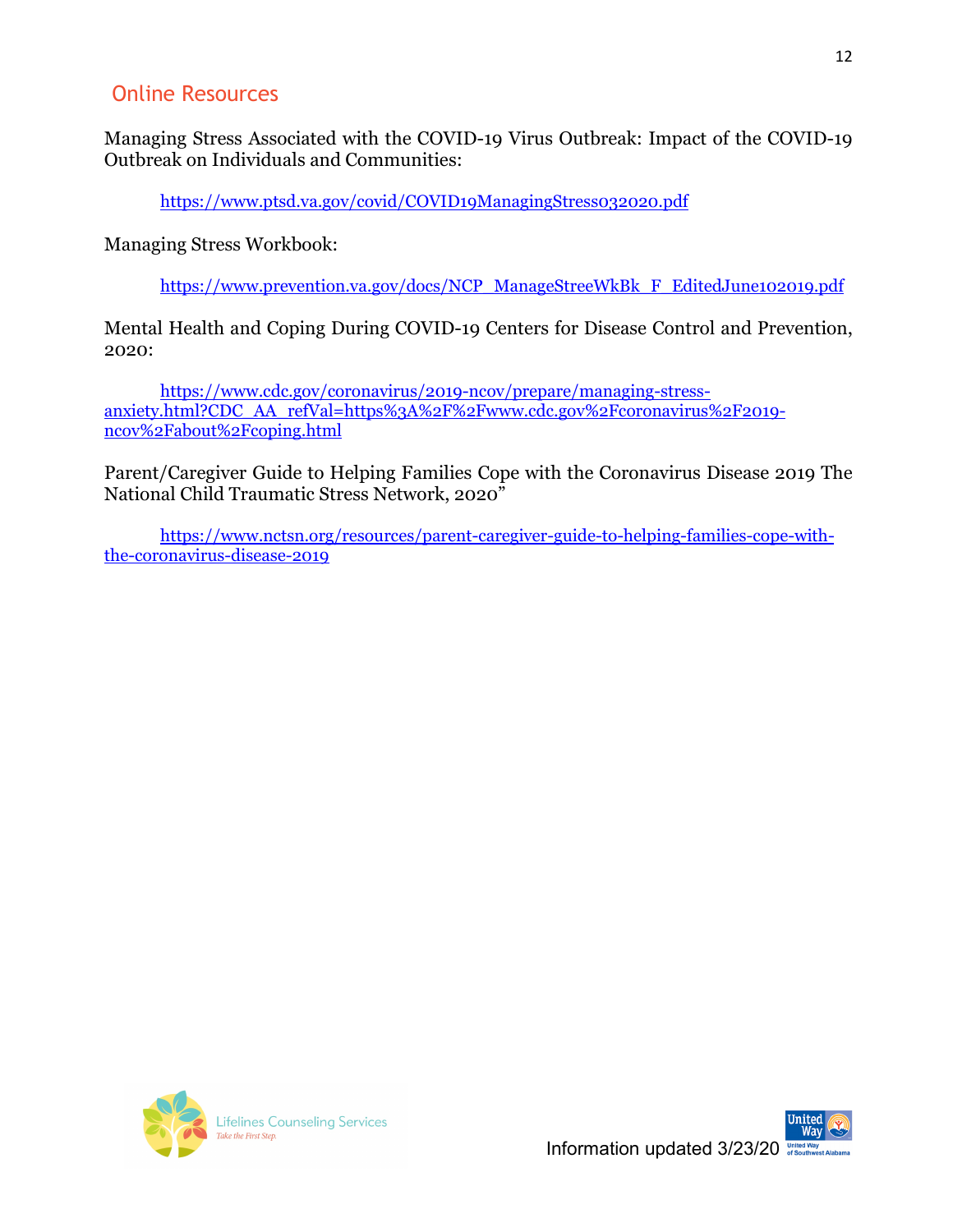## Online Resources

Managing Stress Associated with the COVID-19 Virus Outbreak: Impact of the COVID-19 Outbreak on Individuals and Communities:

https://www.ptsd.va.gov/covid/COVID19ManagingStress032020.pdf

Managing Stress Workbook:

https://www.prevention.va.gov/docs/NCP_ManageStreeWkBk_F_EditedJune102019.pdf

Mental Health and Coping During COVID-19 Centers for Disease Control and Prevention, 2020:

https://www.cdc.gov/coronavirus/2019-ncov/prepare/managing-stress-anxiety.html?CDC_AA_refVal=https%3A%2F%2Fwww.cdc.gov%2Fcoronavirus%2F2019-ncov%2Fabout%2Fcoping.html

Parent/Caregiver Guide to Helping Families Cope with the Coronavirus Disease 2019 The National Child Traumatic Stress Network, 2020"

https://www.nctsn.org/resources/parent-caregiver-guide-to-helping-families-cope-with-the-coronavirus-disease-2019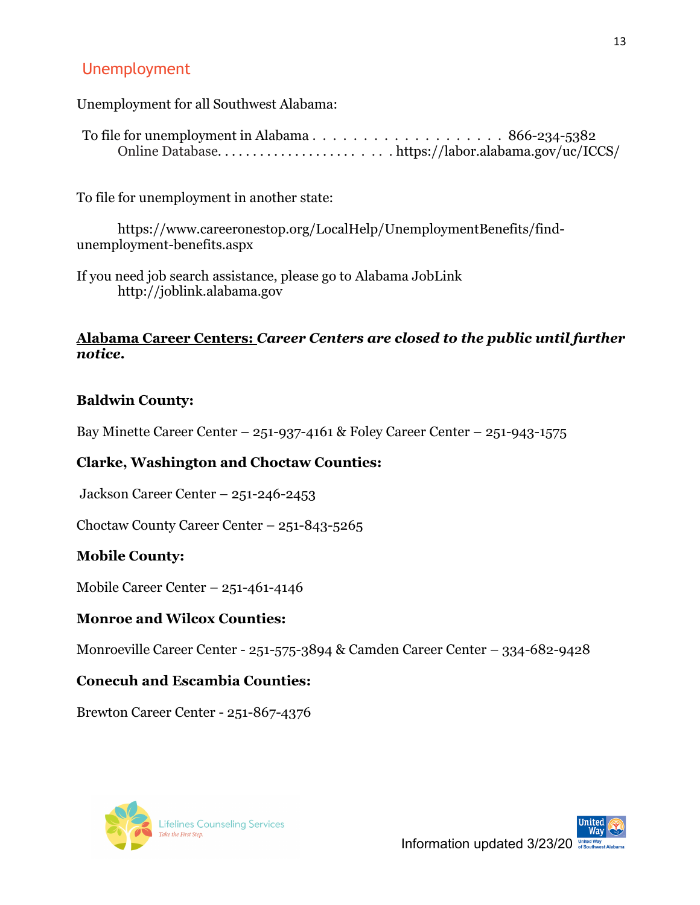## Unemployment

Unemployment for all Southwest Alabama:

To file for unemployment in Alabama . . . . . . . . . . . . . . . . . . . 866-234-5382
Online Database. . . . . . . . . . . . . . . . . . . . . . . https://labor.alabama.gov/uc/ICCS/

To file for unemployment in another state:

https://www.careeronestop.org/LocalHelp/UnemploymentBenefits/find-unemployment-benefits.aspx

If you need job search assistance, please go to Alabama JobLink
http://joblink.alabama.gov

**Alabama Career Centers:** ***Career Centers are closed to the public until further notice.***

**Baldwin County:**

Bay Minette Career Center – 251-937-4161 & Foley Career Center – 251-943-1575

**Clarke, Washington and Choctaw Counties:**

Jackson Career Center – 251-246-2453

Choctaw County Career Center – 251-843-5265

**Mobile County:**

Mobile Career Center – 251-461-4146

**Monroe and Wilcox Counties:**

Monroeville Career Center - 251-575-3894 & Camden Career Center – 334-682-9428

**Conecuh and Escambia Counties:**

Brewton Career Center - 251-867-4376

Lifelines Counseling Services
Take the First Step.

Information updated 3/23/20

United Way of Southwest Alabama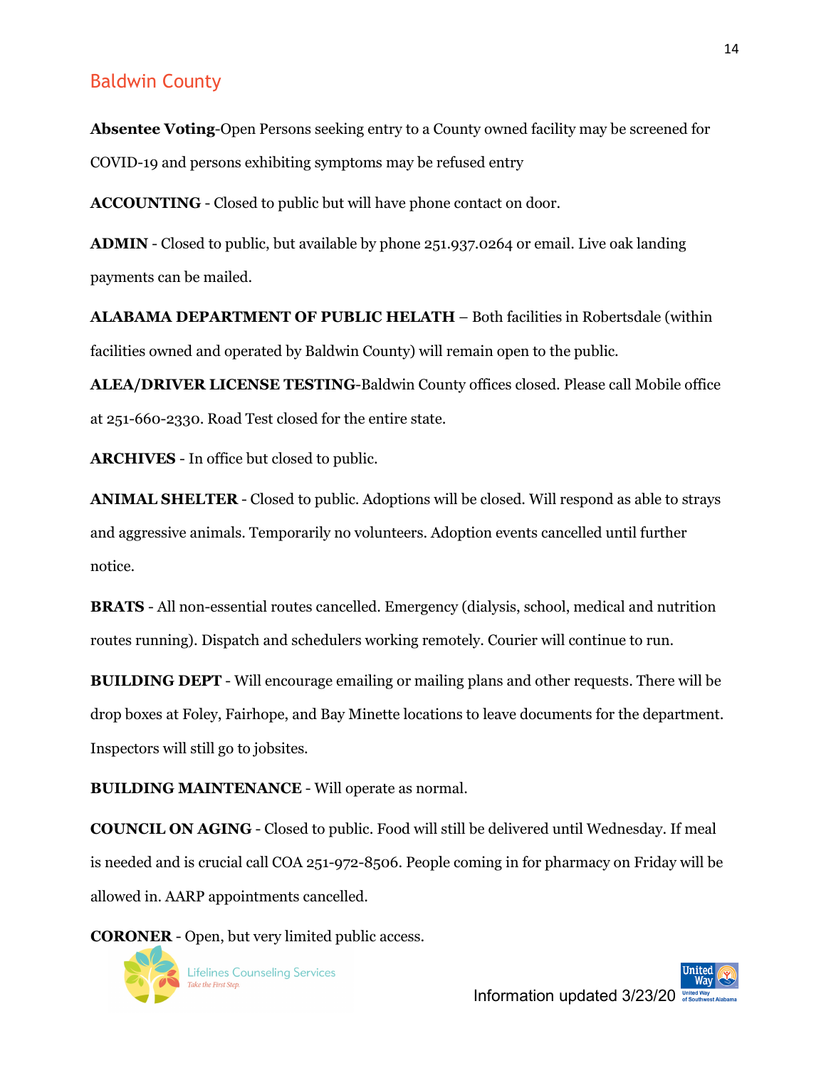## Baldwin County

**Absentee Voting**-Open Persons seeking entry to a County owned facility may be screened for COVID-19 and persons exhibiting symptoms may be refused entry

**ACCOUNTING** - Closed to public but will have phone contact on door.

**ADMIN** - Closed to public, but available by phone 251.937.0264 or email. Live oak landing payments can be mailed.

**ALABAMA DEPARTMENT OF PUBLIC HELATH** – Both facilities in Robertsdale (within facilities owned and operated by Baldwin County) will remain open to the public.

**ALEA/DRIVER LICENSE TESTING**-Baldwin County offices closed. Please call Mobile office at 251-660-2330. Road Test closed for the entire state.

**ARCHIVES** - In office but closed to public.

**ANIMAL SHELTER** - Closed to public. Adoptions will be closed. Will respond as able to strays and aggressive animals. Temporarily no volunteers. Adoption events cancelled until further notice.

**BRATS** - All non-essential routes cancelled. Emergency (dialysis, school, medical and nutrition routes running). Dispatch and schedulers working remotely. Courier will continue to run.

**BUILDING DEPT** - Will encourage emailing or mailing plans and other requests. There will be drop boxes at Foley, Fairhope, and Bay Minette locations to leave documents for the department. Inspectors will still go to jobsites.

**BUILDING MAINTENANCE** - Will operate as normal.

**COUNCIL ON AGING** - Closed to public. Food will still be delivered until Wednesday. If meal is needed and is crucial call COA 251-972-8506. People coming in for pharmacy on Friday will be allowed in. AARP appointments cancelled.

**CORONER** - Open, but very limited public access.

Information updated 3/23/20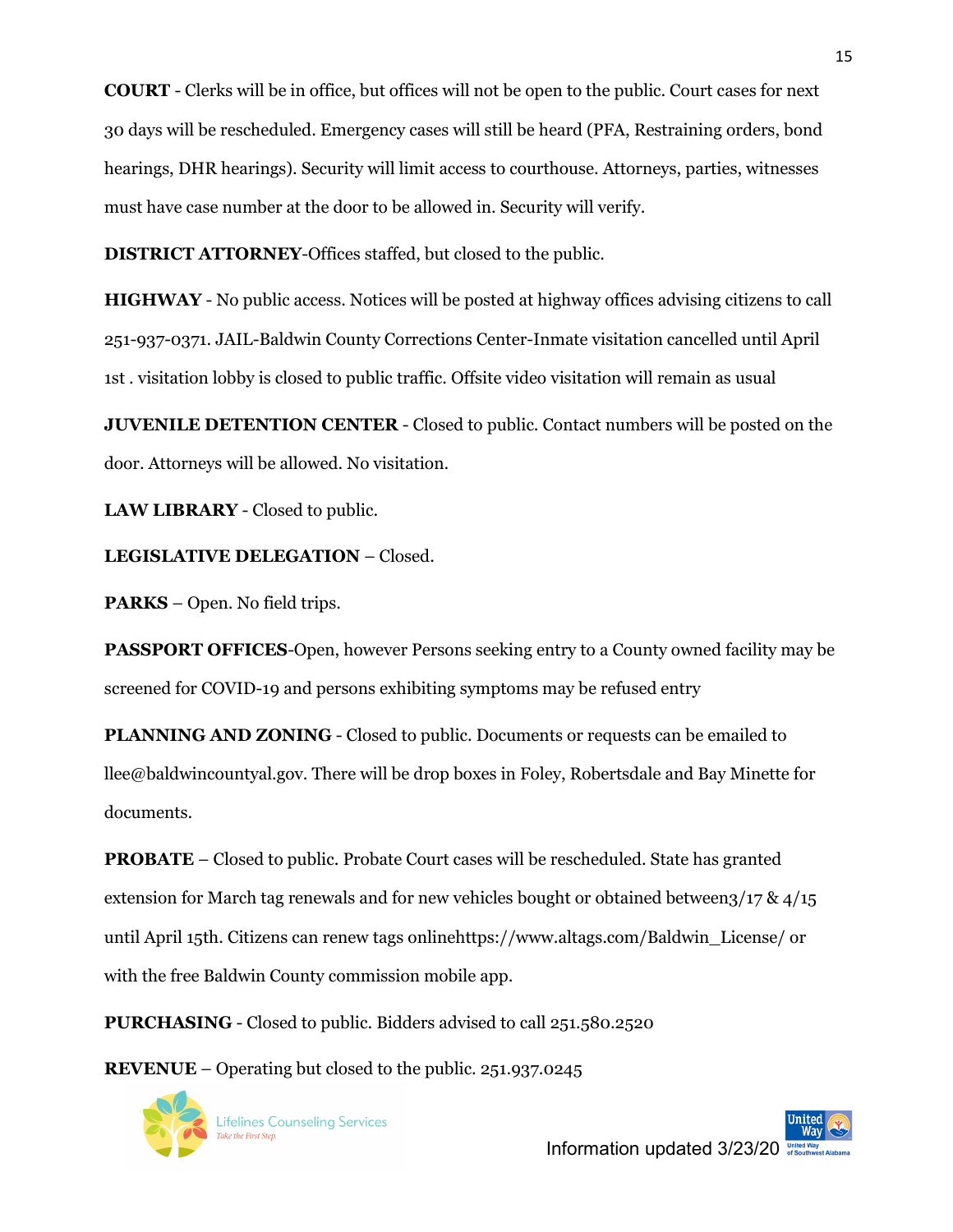**COURT** - Clerks will be in office, but offices will not be open to the public. Court cases for next 30 days will be rescheduled. Emergency cases will still be heard (PFA, Restraining orders, bond hearings, DHR hearings). Security will limit access to courthouse. Attorneys, parties, witnesses must have case number at the door to be allowed in. Security will verify.

**DISTRICT ATTORNEY**-Offices staffed, but closed to the public.

**HIGHWAY** - No public access. Notices will be posted at highway offices advising citizens to call 251-937-0371. JAIL-Baldwin County Corrections Center-Inmate visitation cancelled until April 1st . visitation lobby is closed to public traffic. Offsite video visitation will remain as usual

**JUVENILE DETENTION CENTER** - Closed to public. Contact numbers will be posted on the door. Attorneys will be allowed. No visitation.

**LAW LIBRARY** - Closed to public.

**LEGISLATIVE DELEGATION** – Closed.

**PARKS** – Open. No field trips.

**PASSPORT OFFICES**-Open, however Persons seeking entry to a County owned facility may be screened for COVID-19 and persons exhibiting symptoms may be refused entry

**PLANNING AND ZONING** - Closed to public. Documents or requests can be emailed to llee@baldwincountyal.gov. There will be drop boxes in Foley, Robertsdale and Bay Minette for documents.

**PROBATE** – Closed to public. Probate Court cases will be rescheduled. State has granted extension for March tag renewals and for new vehicles bought or obtained between3/17 & 4/15 until April 15th. Citizens can renew tags onlinehttps://www.altags.com/Baldwin_License/ or with the free Baldwin County commission mobile app.

**PURCHASING** - Closed to public. Bidders advised to call 251.580.2520

**REVENUE** – Operating but closed to the public. 251.937.0245

Information updated 3/23/20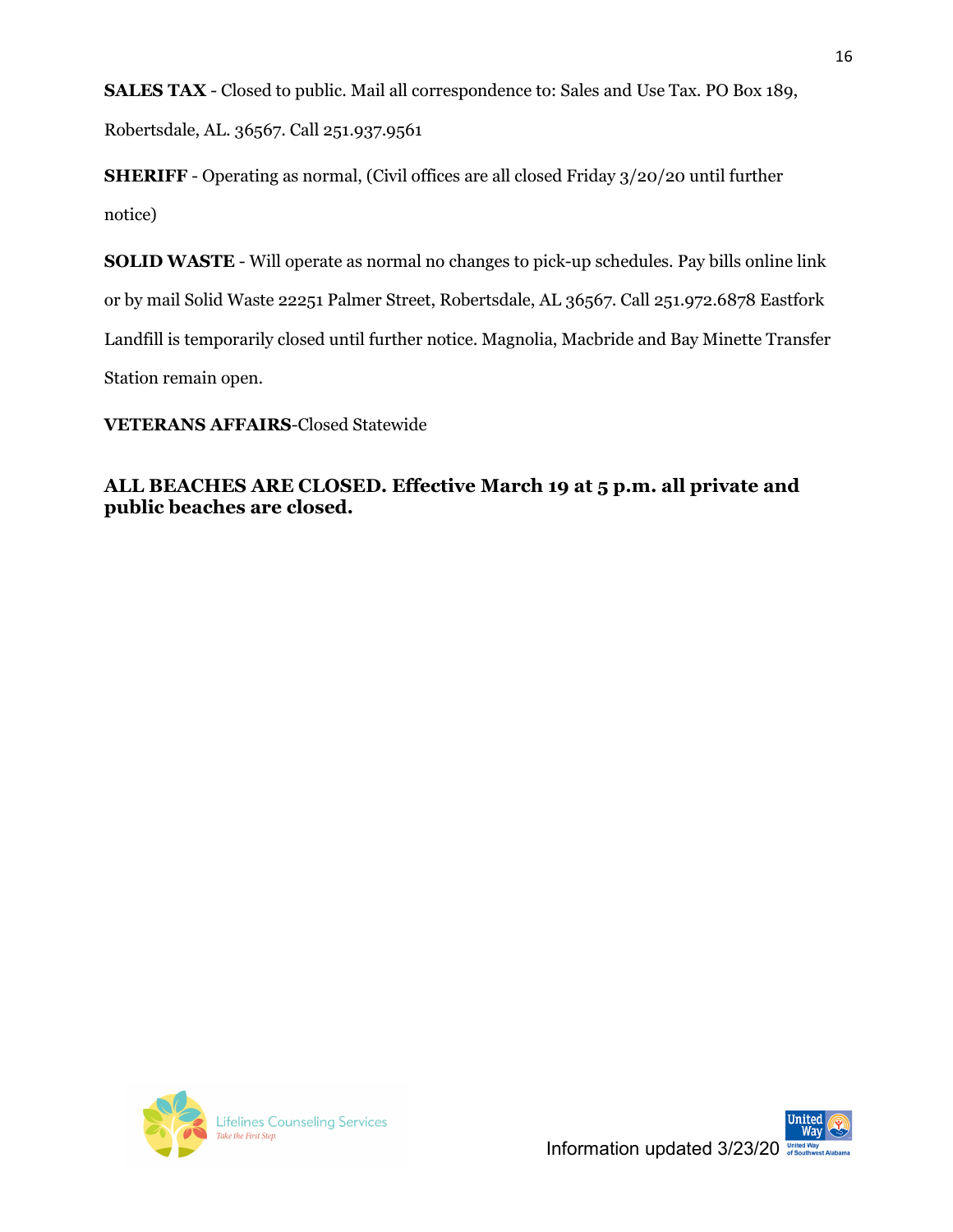**SALES TAX** - Closed to public. Mail all correspondence to: Sales and Use Tax. PO Box 189, Robertsdale, AL. 36567. Call 251.937.9561

**SHERIFF** - Operating as normal, (Civil offices are all closed Friday 3/20/20 until further notice)

**SOLID WASTE** - Will operate as normal no changes to pick-up schedules. Pay bills online link or by mail Solid Waste 22251 Palmer Street, Robertsdale, AL 36567. Call 251.972.6878 Eastfork Landfill is temporarily closed until further notice. Magnolia, Macbride and Bay Minette Transfer Station remain open.

**VETERANS AFFAIRS**-Closed Statewide

**ALL BEACHES ARE CLOSED. Effective March 19 at 5 p.m. all private and public beaches are closed.**

Information updated 3/23/20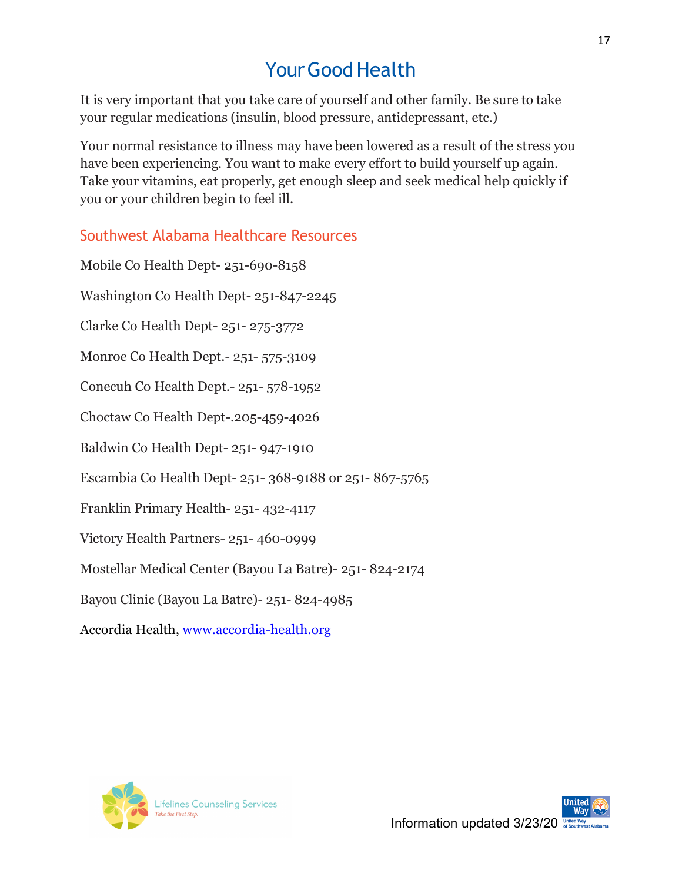# Your Good Health

It is very important that you take care of yourself and other family. Be sure to take your regular medications (insulin, blood pressure, antidepressant, etc.)

Your normal resistance to illness may have been lowered as a result of the stress you have been experiencing. You want to make every effort to build yourself up again. Take your vitamins, eat properly, get enough sleep and seek medical help quickly if you or your children begin to feel ill.

## Southwest Alabama Healthcare Resources

Mobile Co Health Dept- 251-690-8158

Washington Co Health Dept- 251-847-2245

Clarke Co Health Dept- 251- 275-3772

Monroe Co Health Dept.- 251- 575-3109

Conecuh Co Health Dept.- 251- 578-1952

Choctaw Co Health Dept-.205-459-4026

Baldwin Co Health Dept- 251- 947-1910

Escambia Co Health Dept- 251- 368-9188 or 251- 867-5765

Franklin Primary Health- 251- 432-4117

Victory Health Partners- 251- 460-0999

Mostellar Medical Center (Bayou La Batre)- 251- 824-2174

Bayou Clinic (Bayou La Batre)- 251- 824-4985

Accordia Health, www.accordia-health.org

Information updated 3/23/20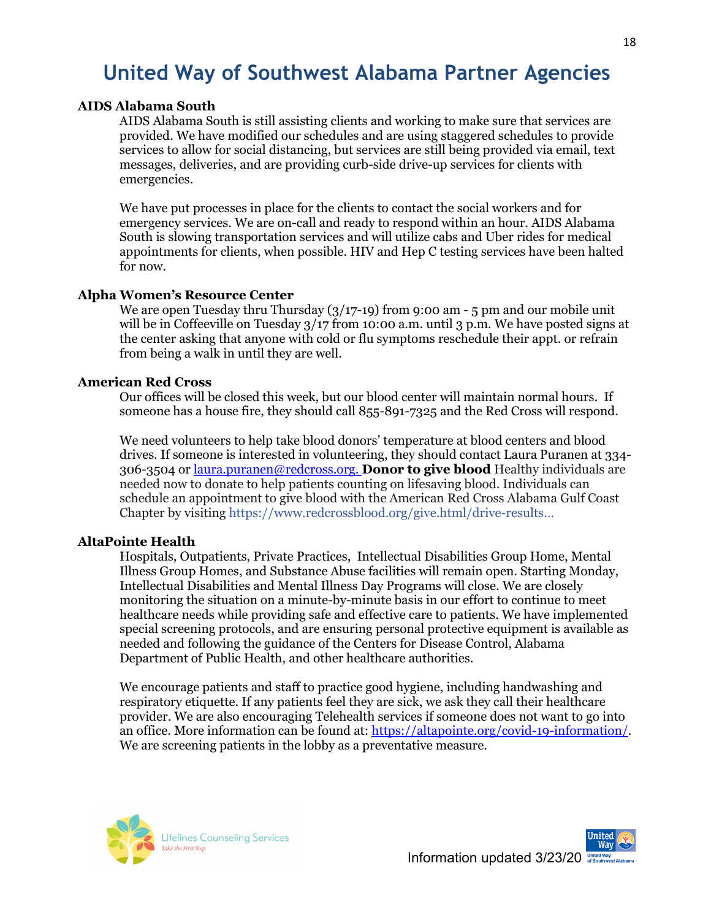# United Way of Southwest Alabama Partner Agencies

**AIDS Alabama South**

AIDS Alabama South is still assisting clients and working to make sure that services are provided. We have modified our schedules and are using staggered schedules to provide services to allow for social distancing, but services are still being provided via email, text messages, deliveries, and are providing curb-side drive-up services for clients with emergencies.

We have put processes in place for the clients to contact the social workers and for emergency services. We are on-call and ready to respond within an hour. AIDS Alabama South is slowing transportation services and will utilize cabs and Uber rides for medical appointments for clients, when possible. HIV and Hep C testing services have been halted for now.

**Alpha Women's Resource Center**

We are open Tuesday thru Thursday (3/17-19) from 9:00 am - 5 pm and our mobile unit will be in Coffeeville on Tuesday 3/17 from 10:00 a.m. until 3 p.m. We have posted signs at the center asking that anyone with cold or flu symptoms reschedule their appt. or refrain from being a walk in until they are well.

**American Red Cross**

Our offices will be closed this week, but our blood center will maintain normal hours. If someone has a house fire, they should call 855-891-7325 and the Red Cross will respond.

We need volunteers to help take blood donors' temperature at blood centers and blood drives. If someone is interested in volunteering, they should contact Laura Puranen at 334-306-3504 or laura.puranen@redcross.org. **Donor to give blood** Healthy individuals are needed now to donate to help patients counting on lifesaving blood. Individuals can schedule an appointment to give blood with the American Red Cross Alabama Gulf Coast Chapter by visiting https://www.redcrossblood.org/give.html/drive-results…

**AltaPointe Health**

Hospitals, Outpatients, Private Practices, Intellectual Disabilities Group Home, Mental Illness Group Homes, and Substance Abuse facilities will remain open. Starting Monday, Intellectual Disabilities and Mental Illness Day Programs will close. We are closely monitoring the situation on a minute-by-minute basis in our effort to continue to meet healthcare needs while providing safe and effective care to patients. We have implemented special screening protocols, and are ensuring personal protective equipment is available as needed and following the guidance of the Centers for Disease Control, Alabama Department of Public Health, and other healthcare authorities.

We encourage patients and staff to practice good hygiene, including handwashing and respiratory etiquette. If any patients feel they are sick, we ask they call their healthcare provider. We are also encouraging Telehealth services if someone does not want to go into an office. More information can be found at: https://altapointe.org/covid-19-information/. We are screening patients in the lobby as a preventative measure.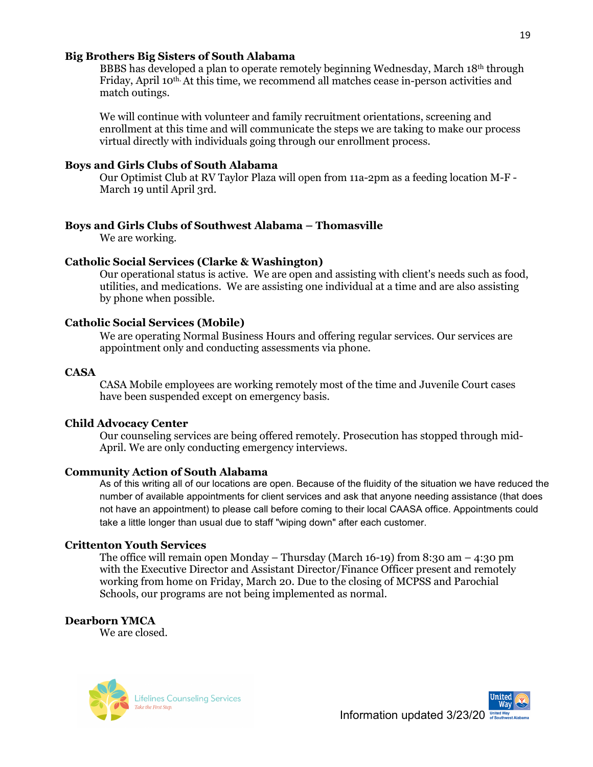**Big Brothers Big Sisters of South Alabama**

BBBS has developed a plan to operate remotely beginning Wednesday, March 18th through Friday, April 10th. At this time, we recommend all matches cease in-person activities and match outings.

We will continue with volunteer and family recruitment orientations, screening and enrollment at this time and will communicate the steps we are taking to make our process virtual directly with individuals going through our enrollment process.

**Boys and Girls Clubs of South Alabama**

Our Optimist Club at RV Taylor Plaza will open from 11a-2pm as a feeding location M-F - March 19 until April 3rd.

**Boys and Girls Clubs of Southwest Alabama – Thomasville**

We are working.

**Catholic Social Services (Clarke & Washington)**

Our operational status is active. We are open and assisting with client's needs such as food, utilities, and medications. We are assisting one individual at a time and are also assisting by phone when possible.

**Catholic Social Services (Mobile)**

We are operating Normal Business Hours and offering regular services. Our services are appointment only and conducting assessments via phone.

**CASA**

CASA Mobile employees are working remotely most of the time and Juvenile Court cases have been suspended except on emergency basis.

**Child Advocacy Center**

Our counseling services are being offered remotely. Prosecution has stopped through mid-April. We are only conducting emergency interviews.

**Community Action of South Alabama**

As of this writing all of our locations are open. Because of the fluidity of the situation we have reduced the number of available appointments for client services and ask that anyone needing assistance (that does not have an appointment) to please call before coming to their local CAASA office. Appointments could take a little longer than usual due to staff "wiping down" after each customer.

**Crittenton Youth Services**

The office will remain open Monday – Thursday (March 16-19) from 8:30 am – 4:30 pm with the Executive Director and Assistant Director/Finance Officer present and remotely working from home on Friday, March 20. Due to the closing of MCPSS and Parochial Schools, our programs are not being implemented as normal.

**Dearborn YMCA**

We are closed.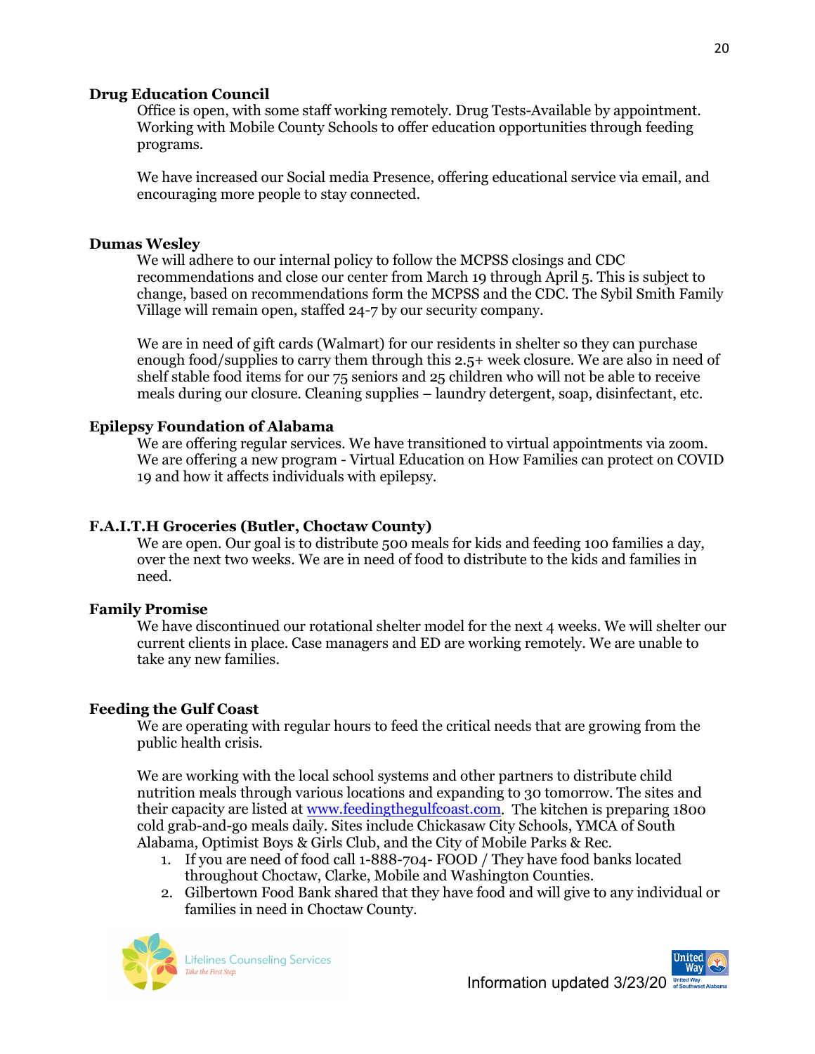**Drug Education Council**

Office is open, with some staff working remotely. Drug Tests-Available by appointment. Working with Mobile County Schools to offer education opportunities through feeding programs.

We have increased our Social media Presence, offering educational service via email, and encouraging more people to stay connected.

**Dumas Wesley**

We will adhere to our internal policy to follow the MCPSS closings and CDC recommendations and close our center from March 19 through April 5. This is subject to change, based on recommendations form the MCPSS and the CDC. The Sybil Smith Family Village will remain open, staffed 24-7 by our security company.

We are in need of gift cards (Walmart) for our residents in shelter so they can purchase enough food/supplies to carry them through this 2.5+ week closure. We are also in need of shelf stable food items for our 75 seniors and 25 children who will not be able to receive meals during our closure. Cleaning supplies – laundry detergent, soap, disinfectant, etc.

**Epilepsy Foundation of Alabama**

We are offering regular services. We have transitioned to virtual appointments via zoom. We are offering a new program - Virtual Education on How Families can protect on COVID 19 and how it affects individuals with epilepsy.

**F.A.I.T.H Groceries (Butler, Choctaw County)**

We are open. Our goal is to distribute 500 meals for kids and feeding 100 families a day, over the next two weeks. We are in need of food to distribute to the kids and families in need.

**Family Promise**

We have discontinued our rotational shelter model for the next 4 weeks. We will shelter our current clients in place. Case managers and ED are working remotely. We are unable to take any new families.

**Feeding the Gulf Coast**

We are operating with regular hours to feed the critical needs that are growing from the public health crisis.

We are working with the local school systems and other partners to distribute child nutrition meals through various locations and expanding to 30 tomorrow. The sites and their capacity are listed at [www.feedingthegulfcoast.com](http://www.feedingthegulfcoast.com). The kitchen is preparing 1800 cold grab-and-go meals daily. Sites include Chickasaw City Schools, YMCA of South Alabama, Optimist Boys & Girls Club, and the City of Mobile Parks & Rec.

1. If you are need of food call 1-888-704- FOOD / They have food banks located throughout Choctaw, Clarke, Mobile and Washington Counties.
2. Gilbertown Food Bank shared that they have food and will give to any individual or families in need in Choctaw County.

Lifelines Counseling Services *Take the First Step.*

Information updated 3/23/20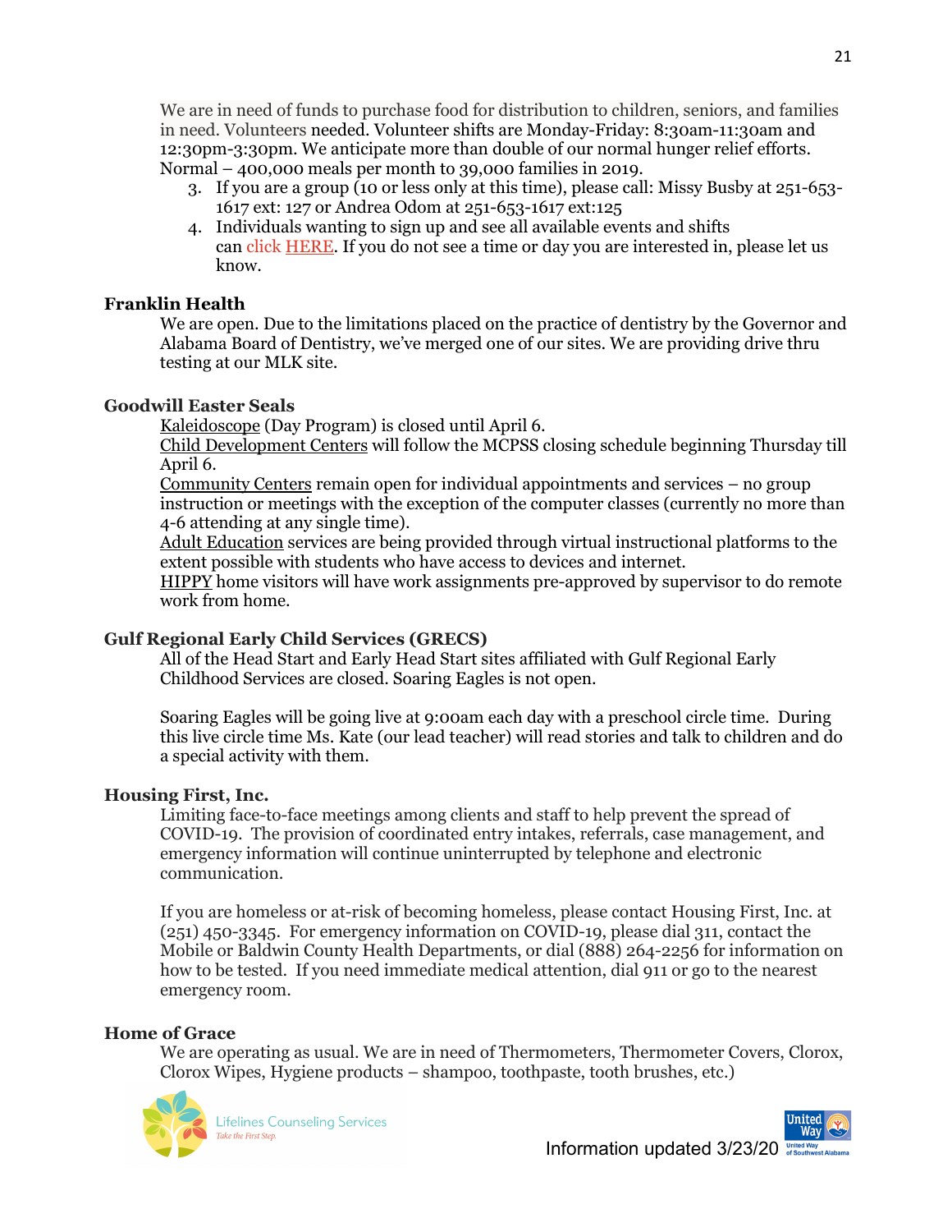We are in need of funds to purchase food for distribution to children, seniors, and families in need. Volunteers needed. Volunteer shifts are Monday-Friday: 8:30am-11:30am and 12:30pm-3:30pm. We anticipate more than double of our normal hunger relief efforts. Normal – 400,000 meals per month to 39,000 families in 2019.

3. If you are a group (10 or less only at this time), please call: Missy Busby at 251-653-1617 ext: 127 or Andrea Odom at 251-653-1617 ext:125
4. Individuals wanting to sign up and see all available events and shifts can click HERE. If you do not see a time or day you are interested in, please let us know.

**Franklin Health**

We are open. Due to the limitations placed on the practice of dentistry by the Governor and Alabama Board of Dentistry, we've merged one of our sites. We are providing drive thru testing at our MLK site.

**Goodwill Easter Seals**

Kaleidoscope (Day Program) is closed until April 6.
Child Development Centers will follow the MCPSS closing schedule beginning Thursday till April 6.
Community Centers remain open for individual appointments and services – no group instruction or meetings with the exception of the computer classes (currently no more than 4-6 attending at any single time).
Adult Education services are being provided through virtual instructional platforms to the extent possible with students who have access to devices and internet.
HIPPY home visitors will have work assignments pre-approved by supervisor to do remote work from home.

**Gulf Regional Early Child Services (GRECS)**

All of the Head Start and Early Head Start sites affiliated with Gulf Regional Early Childhood Services are closed. Soaring Eagles is not open.

Soaring Eagles will be going live at 9:00am each day with a preschool circle time. During this live circle time Ms. Kate (our lead teacher) will read stories and talk to children and do a special activity with them.

**Housing First, Inc.**

Limiting face-to-face meetings among clients and staff to help prevent the spread of COVID-19. The provision of coordinated entry intakes, referrals, case management, and emergency information will continue uninterrupted by telephone and electronic communication.

If you are homeless or at-risk of becoming homeless, please contact Housing First, Inc. at (251) 450-3345. For emergency information on COVID-19, please dial 311, contact the Mobile or Baldwin County Health Departments, or dial (888) 264-2256 for information on how to be tested. If you need immediate medical attention, dial 911 or go to the nearest emergency room.

**Home of Grace**

We are operating as usual. We are in need of Thermometers, Thermometer Covers, Clorox, Clorox Wipes, Hygiene products – shampoo, toothpaste, tooth brushes, etc.)

Information updated 3/23/20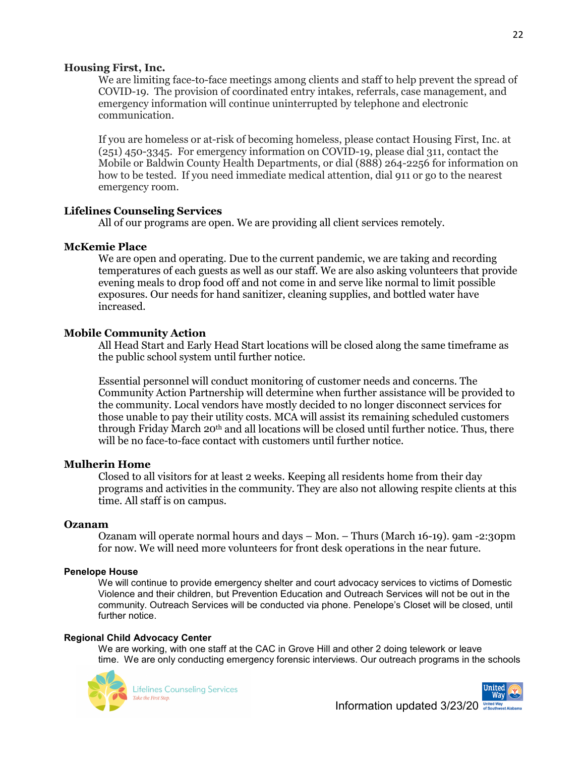**Housing First, Inc.**

We are limiting face-to-face meetings among clients and staff to help prevent the spread of COVID-19. The provision of coordinated entry intakes, referrals, case management, and emergency information will continue uninterrupted by telephone and electronic communication.

If you are homeless or at-risk of becoming homeless, please contact Housing First, Inc. at (251) 450-3345. For emergency information on COVID-19, please dial 311, contact the Mobile or Baldwin County Health Departments, or dial (888) 264-2256 for information on how to be tested. If you need immediate medical attention, dial 911 or go to the nearest emergency room.

**Lifelines Counseling Services**

All of our programs are open. We are providing all client services remotely.

**McKemie Place**

We are open and operating. Due to the current pandemic, we are taking and recording temperatures of each guests as well as our staff. We are also asking volunteers that provide evening meals to drop food off and not come in and serve like normal to limit possible exposures. Our needs for hand sanitizer, cleaning supplies, and bottled water have increased.

**Mobile Community Action**

All Head Start and Early Head Start locations will be closed along the same timeframe as the public school system until further notice.

Essential personnel will conduct monitoring of customer needs and concerns. The Community Action Partnership will determine when further assistance will be provided to the community. Local vendors have mostly decided to no longer disconnect services for those unable to pay their utility costs. MCA will assist its remaining scheduled customers through Friday March 20th and all locations will be closed until further notice. Thus, there will be no face-to-face contact with customers until further notice.

**Mulherin Home**

Closed to all visitors for at least 2 weeks. Keeping all residents home from their day programs and activities in the community. They are also not allowing respite clients at this time. All staff is on campus.

**Ozanam**

Ozanam will operate normal hours and days – Mon. – Thurs (March 16-19). 9am -2:30pm for now. We will need more volunteers for front desk operations in the near future.

**Penelope House**

We will continue to provide emergency shelter and court advocacy services to victims of Domestic Violence and their children, but Prevention Education and Outreach Services will not be out in the community. Outreach Services will be conducted via phone. Penelope's Closet will be closed, until further notice.

**Regional Child Advocacy Center**

We are working, with one staff at the CAC in Grove Hill and other 2 doing telework or leave time. We are only conducting emergency forensic interviews. Our outreach programs in the schools

Information updated 3/23/20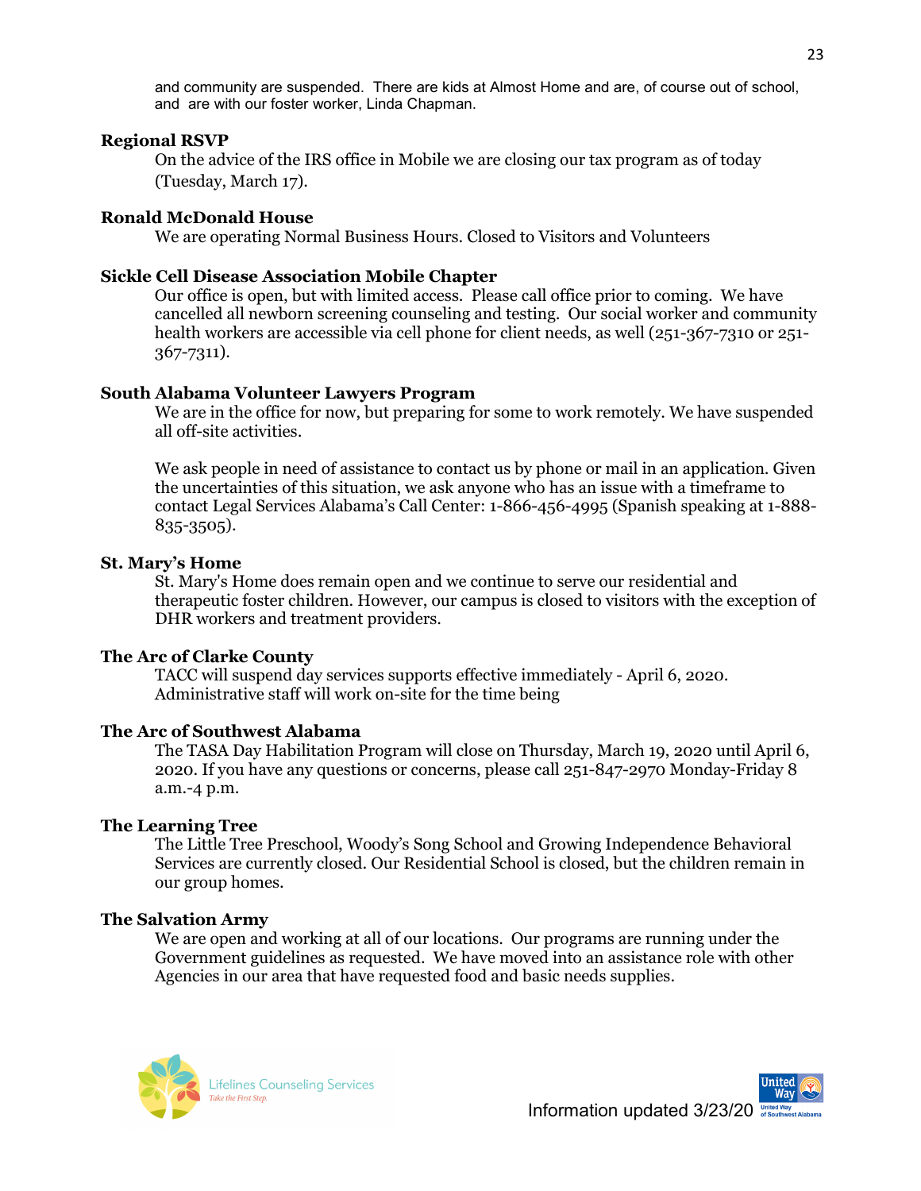and community are suspended. There are kids at Almost Home and are, of course out of school, and are with our foster worker, Linda Chapman.

**Regional RSVP**

On the advice of the IRS office in Mobile we are closing our tax program as of today (Tuesday, March 17).

**Ronald McDonald House**

We are operating Normal Business Hours. Closed to Visitors and Volunteers

**Sickle Cell Disease Association Mobile Chapter**

Our office is open, but with limited access. Please call office prior to coming. We have cancelled all newborn screening counseling and testing. Our social worker and community health workers are accessible via cell phone for client needs, as well (251-367-7310 or 251-367-7311).

**South Alabama Volunteer Lawyers Program**

We are in the office for now, but preparing for some to work remotely. We have suspended all off-site activities.

We ask people in need of assistance to contact us by phone or mail in an application. Given the uncertainties of this situation, we ask anyone who has an issue with a timeframe to contact Legal Services Alabama's Call Center: 1-866-456-4995 (Spanish speaking at 1-888-835-3505).

**St. Mary's Home**

St. Mary's Home does remain open and we continue to serve our residential and therapeutic foster children. However, our campus is closed to visitors with the exception of DHR workers and treatment providers.

**The Arc of Clarke County**

TACC will suspend day services supports effective immediately - April 6, 2020. Administrative staff will work on-site for the time being

**The Arc of Southwest Alabama**

The TASA Day Habilitation Program will close on Thursday, March 19, 2020 until April 6, 2020. If you have any questions or concerns, please call 251-847-2970 Monday-Friday 8 a.m.-4 p.m.

**The Learning Tree**

The Little Tree Preschool, Woody's Song School and Growing Independence Behavioral Services are currently closed. Our Residential School is closed, but the children remain in our group homes.

**The Salvation Army**

We are open and working at all of our locations. Our programs are running under the Government guidelines as requested. We have moved into an assistance role with other Agencies in our area that have requested food and basic needs supplies.

Information updated 3/23/20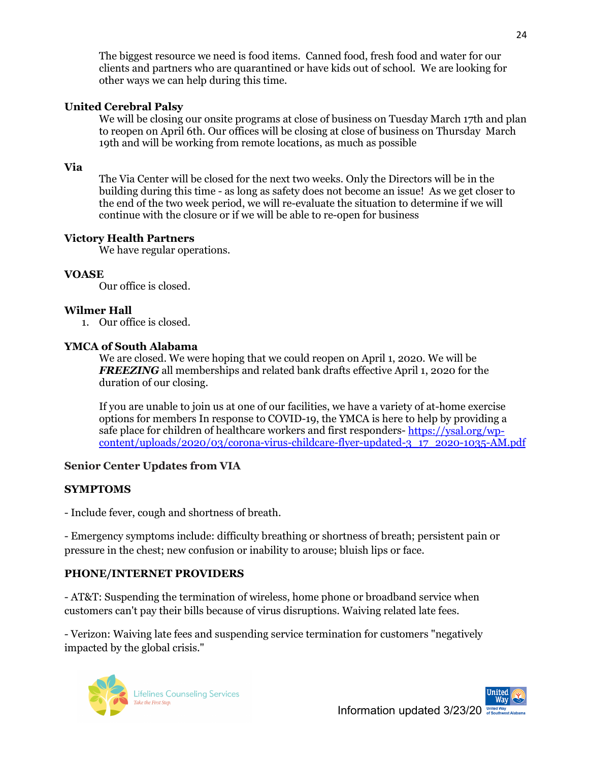The biggest resource we need is food items. Canned food, fresh food and water for our clients and partners who are quarantined or have kids out of school. We are looking for other ways we can help during this time.

**United Cerebral Palsy**

We will be closing our onsite programs at close of business on Tuesday March 17th and plan to reopen on April 6th. Our offices will be closing at close of business on Thursday March 19th and will be working from remote locations, as much as possible

**Via**

The Via Center will be closed for the next two weeks. Only the Directors will be in the building during this time - as long as safety does not become an issue! As we get closer to the end of the two week period, we will re-evaluate the situation to determine if we will continue with the closure or if we will be able to re-open for business

**Victory Health Partners**

We have regular operations.

**VOASE**

Our office is closed.

**Wilmer Hall**

1. Our office is closed.

**YMCA of South Alabama**

We are closed. We were hoping that we could reopen on April 1, 2020. We will be ***FREEZING*** all memberships and related bank drafts effective April 1, 2020 for the duration of our closing.

If you are unable to join us at one of our facilities, we have a variety of at-home exercise options for members In response to COVID-19, the YMCA is here to help by providing a safe place for children of healthcare workers and first responders- [https://ysal.org/wp-content/uploads/2020/03/corona-virus-childcare-flyer-updated-3_17_2020-1035-AM.pdf](https://ysal.org/wp-content/uploads/2020/03/corona-virus-childcare-flyer-updated-3_17_2020-1035-AM.pdf)

**Senior Center Updates from VIA**

**SYMPTOMS**

- Include fever, cough and shortness of breath.

- Emergency symptoms include: difficulty breathing or shortness of breath; persistent pain or pressure in the chest; new confusion or inability to arouse; bluish lips or face.

**PHONE/INTERNET PROVIDERS**

- AT&T: Suspending the termination of wireless, home phone or broadband service when customers can't pay their bills because of virus disruptions. Waiving related late fees.

- Verizon: Waiving late fees and suspending service termination for customers "negatively impacted by the global crisis."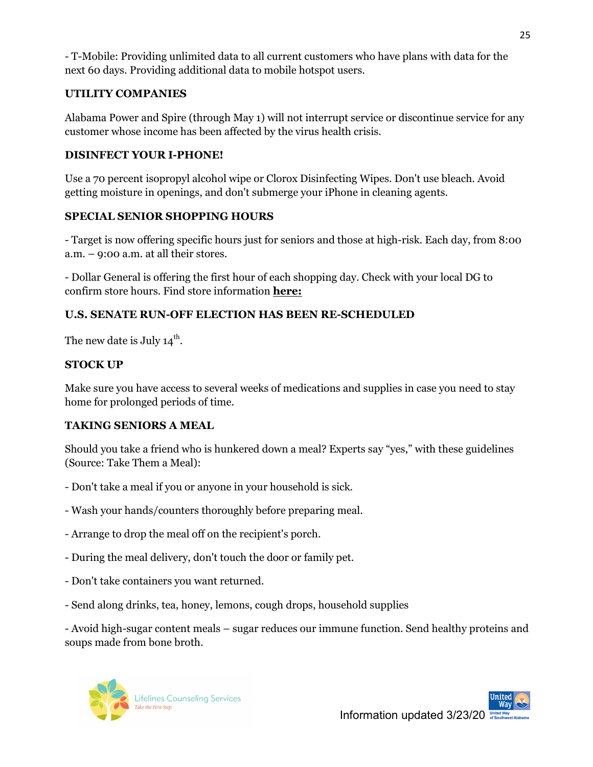- T-Mobile: Providing unlimited data to all current customers who have plans with data for the next 60 days. Providing additional data to mobile hotspot users.

**UTILITY COMPANIES**

Alabama Power and Spire (through May 1) will not interrupt service or discontinue service for any customer whose income has been affected by the virus health crisis.

**DISINFECT YOUR I-PHONE!**

Use a 70 percent isopropyl alcohol wipe or Clorox Disinfecting Wipes. Don't use bleach. Avoid getting moisture in openings, and don't submerge your iPhone in cleaning agents.

**SPECIAL SENIOR SHOPPING HOURS**

- Target is now offering specific hours just for seniors and those at high-risk. Each day, from 8:00 a.m. – 9:00 a.m. at all their stores.

- Dollar General is offering the first hour of each shopping day. Check with your local DG to confirm store hours. Find store information **here:**

**U.S. SENATE RUN-OFF ELECTION HAS BEEN RE-SCHEDULED**

The new date is July 14th.

**STOCK UP**

Make sure you have access to several weeks of medications and supplies in case you need to stay home for prolonged periods of time.

**TAKING SENIORS A MEAL**

Should you take a friend who is hunkered down a meal? Experts say "yes," with these guidelines (Source: Take Them a Meal):

- Don't take a meal if you or anyone in your household is sick.

- Wash your hands/counters thoroughly before preparing meal.

- Arrange to drop the meal off on the recipient's porch.

- During the meal delivery, don't touch the door or family pet.

- Don't take containers you want returned.

- Send along drinks, tea, honey, lemons, cough drops, household supplies

- Avoid high-sugar content meals – sugar reduces our immune function. Send healthy proteins and soups made from bone broth.

Information updated 3/23/20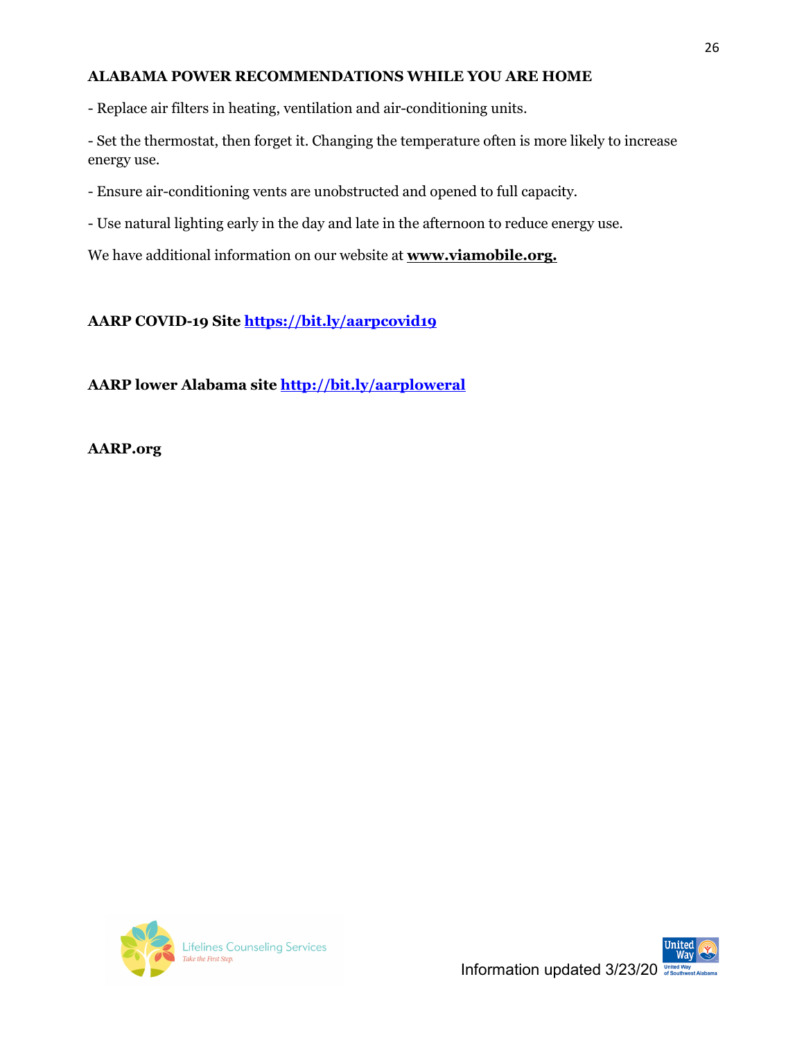**ALABAMA POWER RECOMMENDATIONS WHILE YOU ARE HOME**

- Replace air filters in heating, ventilation and air-conditioning units.

- Set the thermostat, then forget it. Changing the temperature often is more likely to increase energy use.

- Ensure air-conditioning vents are unobstructed and opened to full capacity.

- Use natural lighting early in the day and late in the afternoon to reduce energy use.

We have additional information on our website at **www.viamobile.org.**

**AARP COVID-19 Site https://bit.ly/aarpcovid19**

**AARP lower Alabama site http://bit.ly/aarploweral**

**AARP.org**

Information updated 3/23/20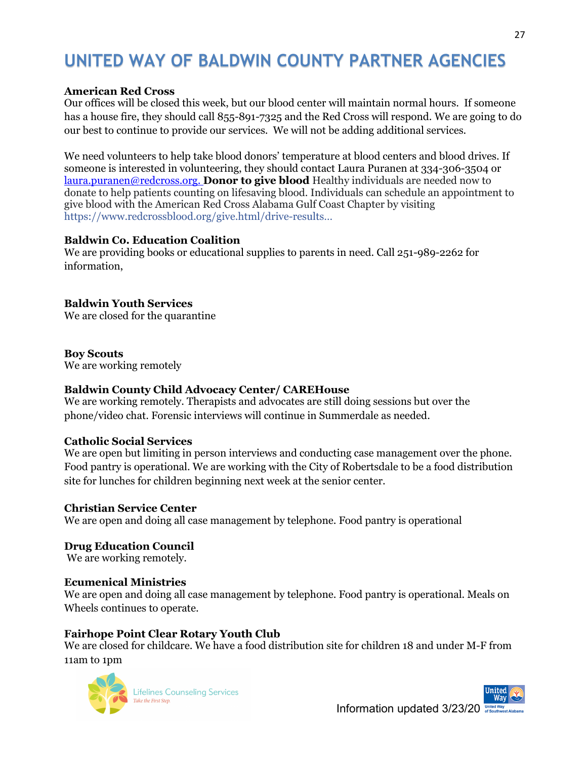# UNITED WAY OF BALDWIN COUNTY PARTNER AGENCIES

**American Red Cross**
Our offices will be closed this week, but our blood center will maintain normal hours. If someone has a house fire, they should call 855-891-7325 and the Red Cross will respond. We are going to do our best to continue to provide our services. We will not be adding additional services.

We need volunteers to help take blood donors' temperature at blood centers and blood drives. If someone is interested in volunteering, they should contact Laura Puranen at 334-306-3504 or laura.puranen@redcross.org. **Donor to give blood** Healthy individuals are needed now to donate to help patients counting on lifesaving blood. Individuals can schedule an appointment to give blood with the American Red Cross Alabama Gulf Coast Chapter by visiting https://www.redcrossblood.org/give.html/drive-results...

**Baldwin Co. Education Coalition**
We are providing books or educational supplies to parents in need. Call 251-989-2262 for information,

**Baldwin Youth Services**
We are closed for the quarantine

**Boy Scouts**
We are working remotely

**Baldwin County Child Advocacy Center/ CAREHouse**
We are working remotely. Therapists and advocates are still doing sessions but over the phone/video chat. Forensic interviews will continue in Summerdale as needed.

**Catholic Social Services**
We are open but limiting in person interviews and conducting case management over the phone. Food pantry is operational. We are working with the City of Robertsdale to be a food distribution site for lunches for children beginning next week at the senior center.

**Christian Service Center**
We are open and doing all case management by telephone. Food pantry is operational

**Drug Education Council**
We are working remotely.

**Ecumenical Ministries**
We are open and doing all case management by telephone. Food pantry is operational. Meals on Wheels continues to operate.

**Fairhope Point Clear Rotary Youth Club**
We are closed for childcare. We have a food distribution site for children 18 and under M-F from 11am to 1pm

Information updated 3/23/20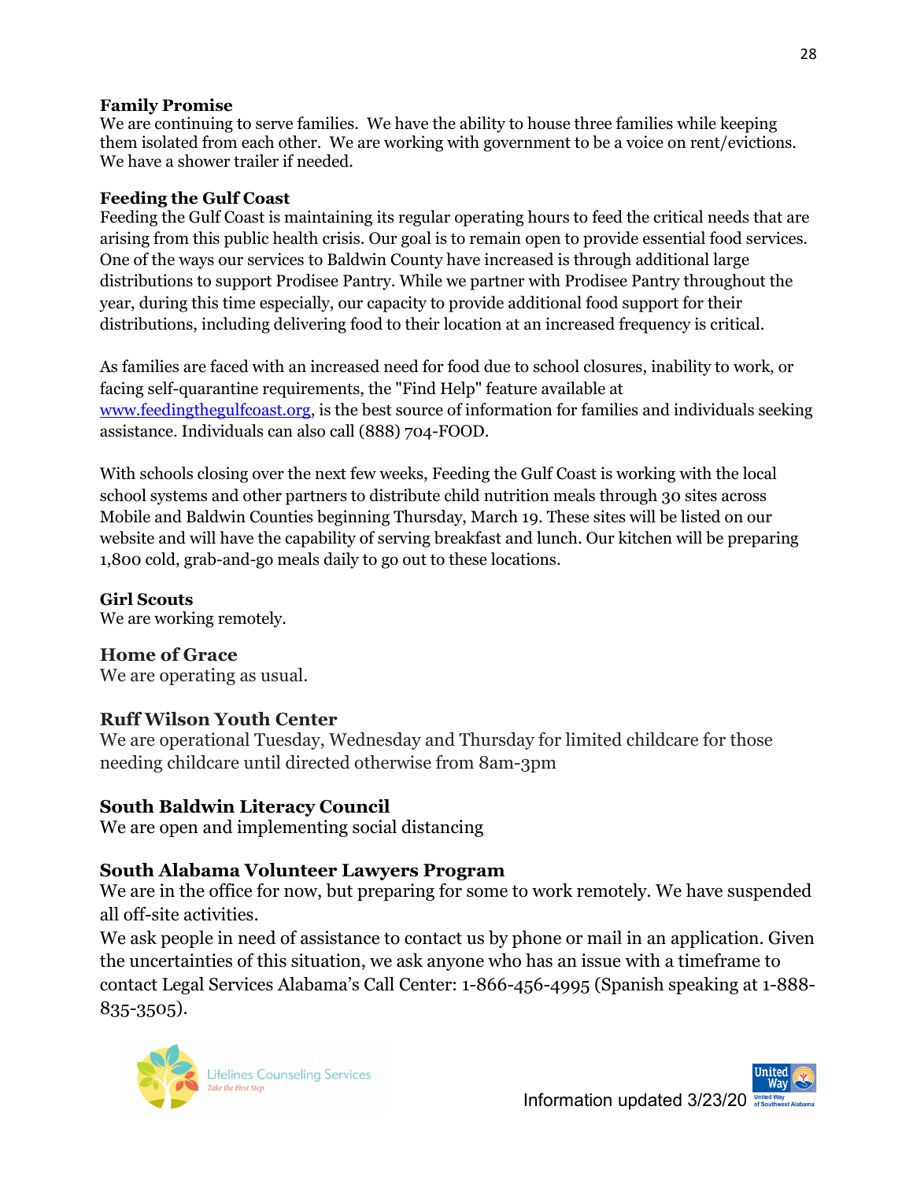**Family Promise**
We are continuing to serve families. We have the ability to house three families while keeping them isolated from each other. We are working with government to be a voice on rent/evictions. We have a shower trailer if needed.

**Feeding the Gulf Coast**
Feeding the Gulf Coast is maintaining its regular operating hours to feed the critical needs that are arising from this public health crisis. Our goal is to remain open to provide essential food services. One of the ways our services to Baldwin County have increased is through additional large distributions to support Prodisee Pantry. While we partner with Prodisee Pantry throughout the year, during this time especially, our capacity to provide additional food support for their distributions, including delivering food to their location at an increased frequency is critical.

As families are faced with an increased need for food due to school closures, inability to work, or facing self-quarantine requirements, the "Find Help" feature available at www.feedingthegulfcoast.org, is the best source of information for families and individuals seeking assistance. Individuals can also call (888) 704-FOOD.

With schools closing over the next few weeks, Feeding the Gulf Coast is working with the local school systems and other partners to distribute child nutrition meals through 30 sites across Mobile and Baldwin Counties beginning Thursday, March 19. These sites will be listed on our website and will have the capability of serving breakfast and lunch. Our kitchen will be preparing 1,800 cold, grab-and-go meals daily to go out to these locations.

**Girl Scouts**
We are working remotely.

**Home of Grace**
We are operating as usual.

**Ruff Wilson Youth Center**
We are operational Tuesday, Wednesday and Thursday for limited childcare for those needing childcare until directed otherwise from 8am-3pm

**South Baldwin Literacy Council**
We are open and implementing social distancing

**South Alabama Volunteer Lawyers Program**
We are in the office for now, but preparing for some to work remotely. We have suspended all off-site activities.
We ask people in need of assistance to contact us by phone or mail in an application. Given the uncertainties of this situation, we ask anyone who has an issue with a timeframe to contact Legal Services Alabama's Call Center: 1-866-456-4995 (Spanish speaking at 1-888-835-3505).

Information updated 3/23/20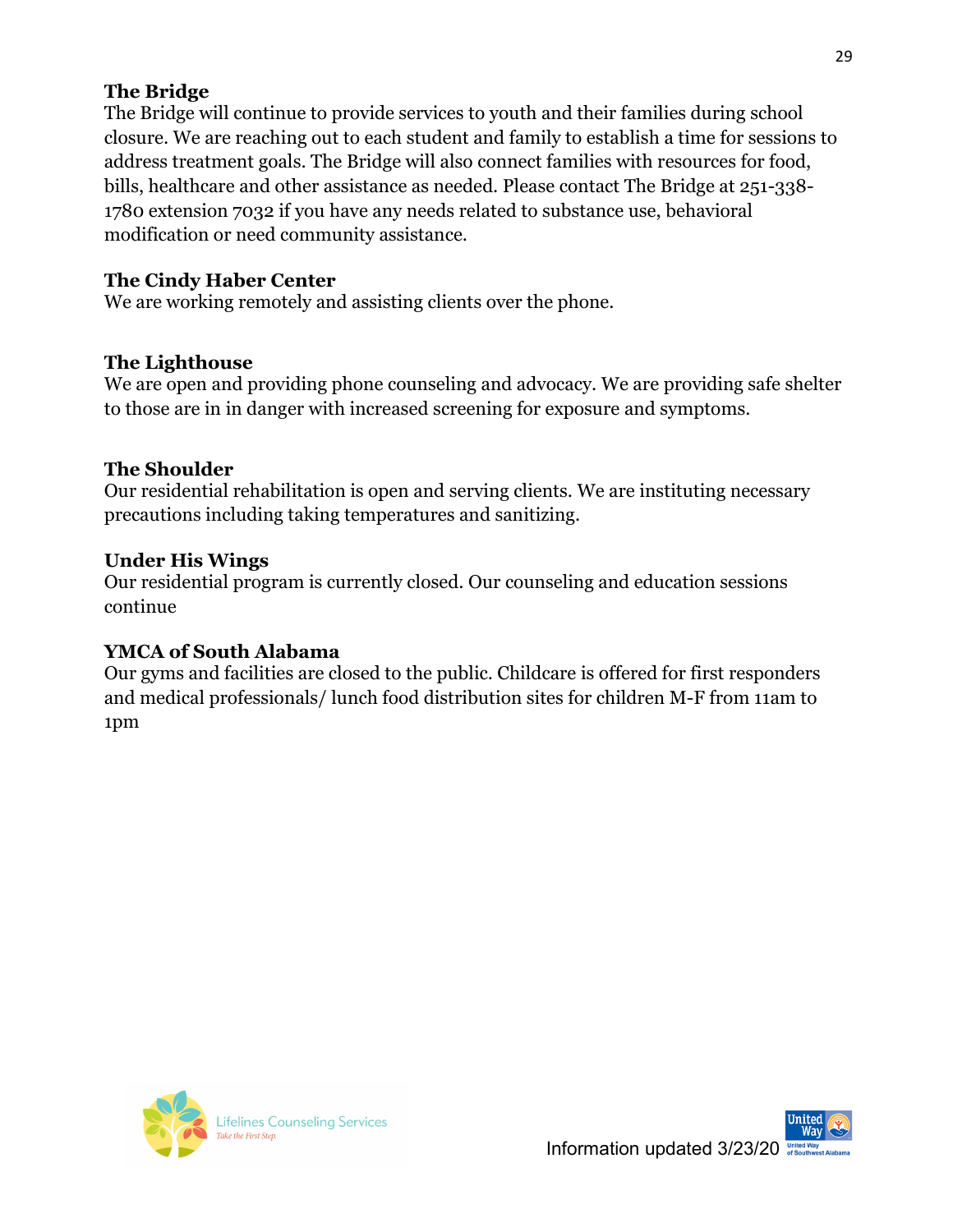**The Bridge**

The Bridge will continue to provide services to youth and their families during school closure. We are reaching out to each student and family to establish a time for sessions to address treatment goals. The Bridge will also connect families with resources for food, bills, healthcare and other assistance as needed. Please contact The Bridge at 251-338-1780 extension 7032 if you have any needs related to substance use, behavioral modification or need community assistance.

**The Cindy Haber Center**

We are working remotely and assisting clients over the phone.

**The Lighthouse**

We are open and providing phone counseling and advocacy. We are providing safe shelter to those are in in danger with increased screening for exposure and symptoms.

**The Shoulder**

Our residential rehabilitation is open and serving clients. We are instituting necessary precautions including taking temperatures and sanitizing.

**Under His Wings**

Our residential program is currently closed. Our counseling and education sessions continue

**YMCA of South Alabama**

Our gyms and facilities are closed to the public. Childcare is offered for first responders and medical professionals/ lunch food distribution sites for children M-F from 11am to 1pm

Information updated 3/23/20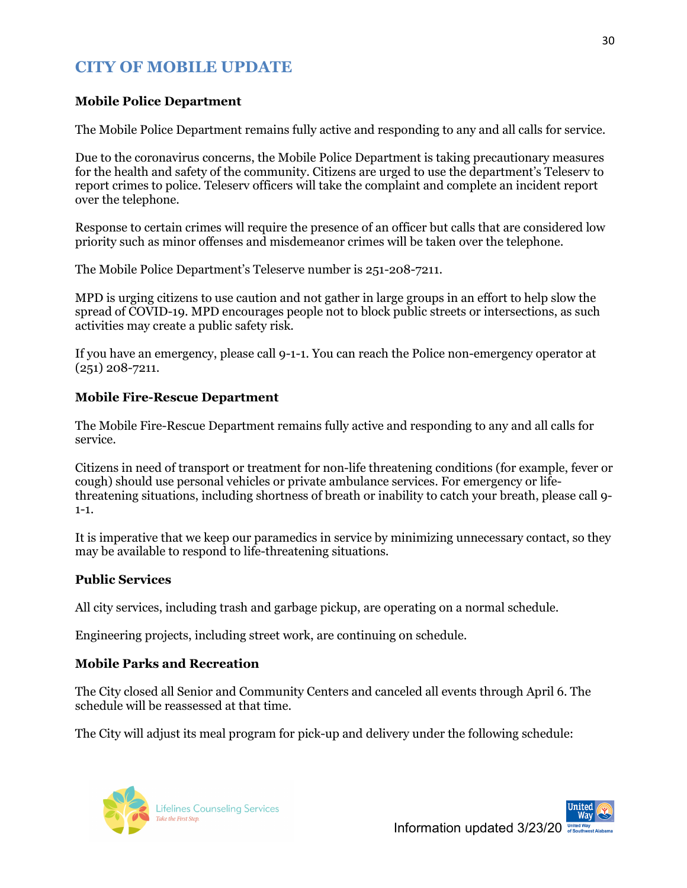## CITY OF MOBILE UPDATE

**Mobile Police Department**

The Mobile Police Department remains fully active and responding to any and all calls for service.

Due to the coronavirus concerns, the Mobile Police Department is taking precautionary measures for the health and safety of the community. Citizens are urged to use the department's Teleserv to report crimes to police. Teleserv officers will take the complaint and complete an incident report over the telephone.

Response to certain crimes will require the presence of an officer but calls that are considered low priority such as minor offenses and misdemeanor crimes will be taken over the telephone.

The Mobile Police Department's Teleserve number is 251-208-7211.

MPD is urging citizens to use caution and not gather in large groups in an effort to help slow the spread of COVID-19. MPD encourages people not to block public streets or intersections, as such activities may create a public safety risk.

If you have an emergency, please call 9-1-1. You can reach the Police non-emergency operator at (251) 208-7211.

**Mobile Fire-Rescue Department**

The Mobile Fire-Rescue Department remains fully active and responding to any and all calls for service.

Citizens in need of transport or treatment for non-life threatening conditions (for example, fever or cough) should use personal vehicles or private ambulance services. For emergency or life-threatening situations, including shortness of breath or inability to catch your breath, please call 9-1-1.

It is imperative that we keep our paramedics in service by minimizing unnecessary contact, so they may be available to respond to life-threatening situations.

**Public Services**

All city services, including trash and garbage pickup, are operating on a normal schedule.

Engineering projects, including street work, are continuing on schedule.

**Mobile Parks and Recreation**

The City closed all Senior and Community Centers and canceled all events through April 6. The schedule will be reassessed at that time.

The City will adjust its meal program for pick-up and delivery under the following schedule:

Information updated 3/23/20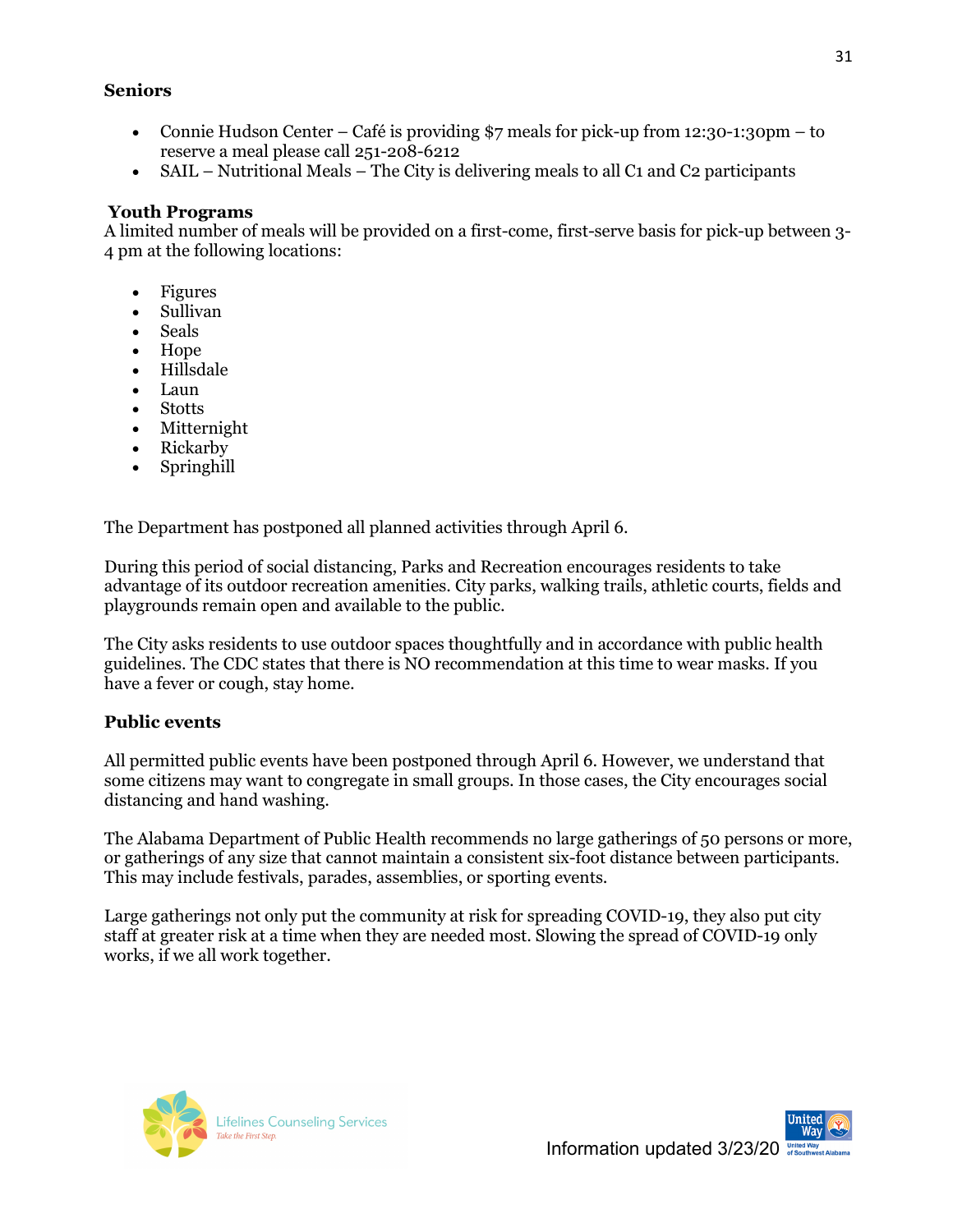**Seniors**

- Connie Hudson Center – Café is providing $7 meals for pick-up from 12:30-1:30pm – to reserve a meal please call 251-208-6212
- SAIL – Nutritional Meals – The City is delivering meals to all C1 and C2 participants

**Youth Programs**

A limited number of meals will be provided on a first-come, first-serve basis for pick-up between 3-4 pm at the following locations:

- Figures
- Sullivan
- Seals
- Hope
- Hillsdale
- Laun
- Stotts
- Mitternight
- Rickarby
- Springhill

The Department has postponed all planned activities through April 6.

During this period of social distancing, Parks and Recreation encourages residents to take advantage of its outdoor recreation amenities. City parks, walking trails, athletic courts, fields and playgrounds remain open and available to the public.

The City asks residents to use outdoor spaces thoughtfully and in accordance with public health guidelines. The CDC states that there is NO recommendation at this time to wear masks. If you have a fever or cough, stay home.

**Public events**

All permitted public events have been postponed through April 6. However, we understand that some citizens may want to congregate in small groups. In those cases, the City encourages social distancing and hand washing.

The Alabama Department of Public Health recommends no large gatherings of 50 persons or more, or gatherings of any size that cannot maintain a consistent six-foot distance between participants. This may include festivals, parades, assemblies, or sporting events.

Large gatherings not only put the community at risk for spreading COVID-19, they also put city staff at greater risk at a time when they are needed most. Slowing the spread of COVID-19 only works, if we all work together.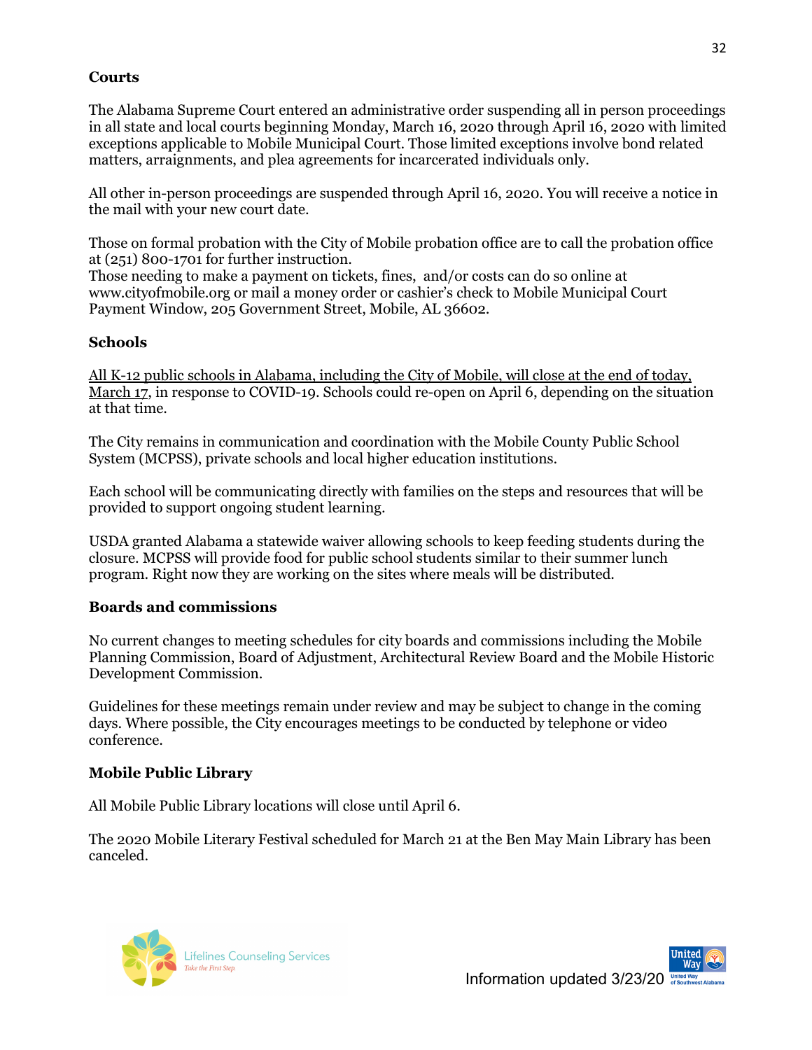**Courts**

The Alabama Supreme Court entered an administrative order suspending all in person proceedings in all state and local courts beginning Monday, March 16, 2020 through April 16, 2020 with limited exceptions applicable to Mobile Municipal Court. Those limited exceptions involve bond related matters, arraignments, and plea agreements for incarcerated individuals only.

All other in-person proceedings are suspended through April 16, 2020. You will receive a notice in the mail with your new court date.

Those on formal probation with the City of Mobile probation office are to call the probation office at (251) 800-1701 for further instruction.
Those needing to make a payment on tickets, fines, and/or costs can do so online at www.cityofmobile.org or mail a money order or cashier's check to Mobile Municipal Court Payment Window, 205 Government Street, Mobile, AL 36602.

**Schools**

All K-12 public schools in Alabama, including the City of Mobile, will close at the end of today, March 17, in response to COVID-19. Schools could re-open on April 6, depending on the situation at that time.

The City remains in communication and coordination with the Mobile County Public School System (MCPSS), private schools and local higher education institutions.

Each school will be communicating directly with families on the steps and resources that will be provided to support ongoing student learning.

USDA granted Alabama a statewide waiver allowing schools to keep feeding students during the closure. MCPSS will provide food for public school students similar to their summer lunch program. Right now they are working on the sites where meals will be distributed.

**Boards and commissions**

No current changes to meeting schedules for city boards and commissions including the Mobile Planning Commission, Board of Adjustment, Architectural Review Board and the Mobile Historic Development Commission.

Guidelines for these meetings remain under review and may be subject to change in the coming days. Where possible, the City encourages meetings to be conducted by telephone or video conference.

**Mobile Public Library**

All Mobile Public Library locations will close until April 6.

The 2020 Mobile Literary Festival scheduled for March 21 at the Ben May Main Library has been canceled.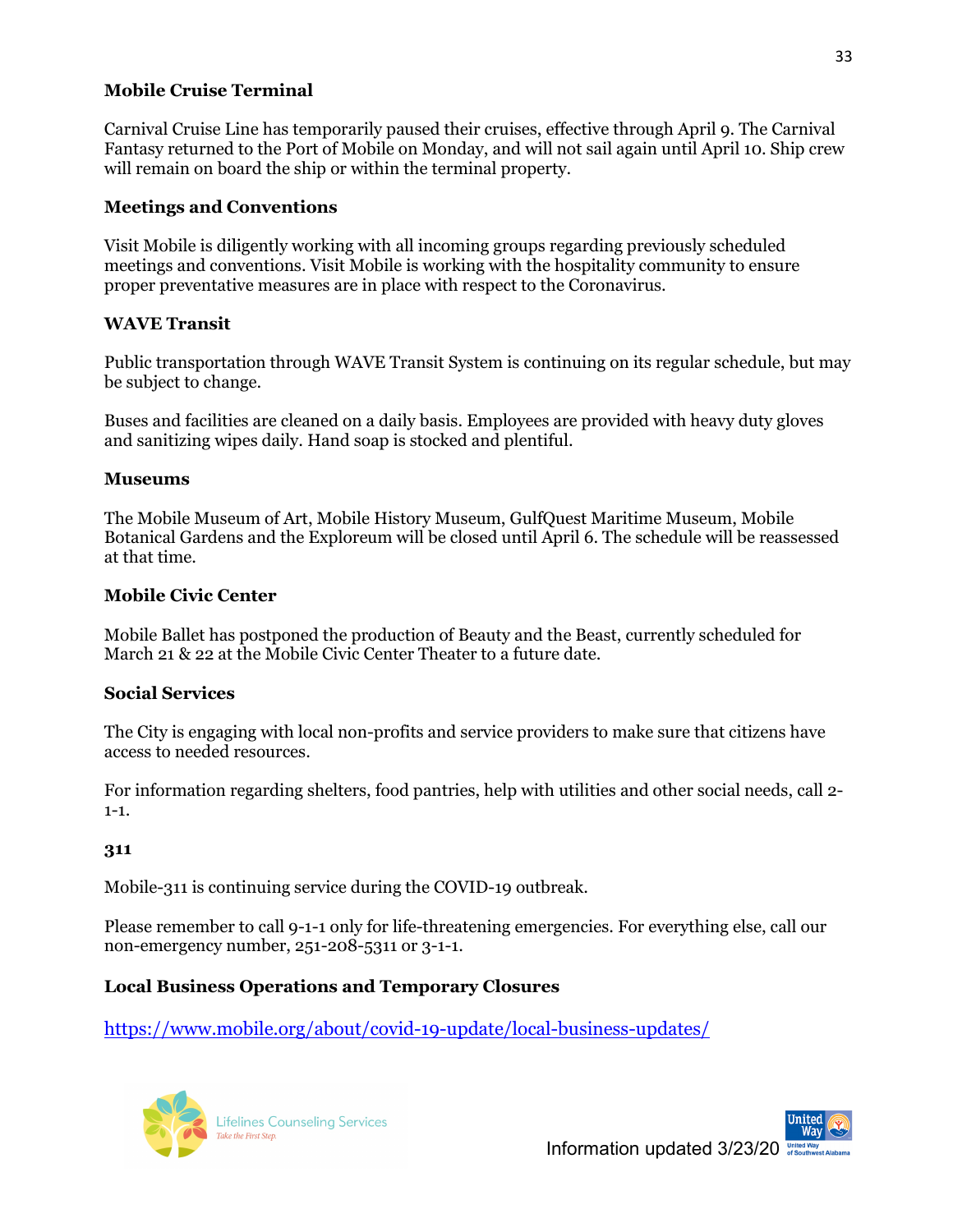### Mobile Cruise Terminal

Carnival Cruise Line has temporarily paused their cruises, effective through April 9. The Carnival Fantasy returned to the Port of Mobile on Monday, and will not sail again until April 10. Ship crew will remain on board the ship or within the terminal property.

### Meetings and Conventions

Visit Mobile is diligently working with all incoming groups regarding previously scheduled meetings and conventions. Visit Mobile is working with the hospitality community to ensure proper preventative measures are in place with respect to the Coronavirus.

### WAVE Transit

Public transportation through WAVE Transit System is continuing on its regular schedule, but may be subject to change.

Buses and facilities are cleaned on a daily basis. Employees are provided with heavy duty gloves and sanitizing wipes daily. Hand soap is stocked and plentiful.

### Museums

The Mobile Museum of Art, Mobile History Museum, GulfQuest Maritime Museum, Mobile Botanical Gardens and the Exploreum will be closed until April 6. The schedule will be reassessed at that time.

### Mobile Civic Center

Mobile Ballet has postponed the production of Beauty and the Beast, currently scheduled for March 21 & 22 at the Mobile Civic Center Theater to a future date.

### Social Services

The City is engaging with local non-profits and service providers to make sure that citizens have access to needed resources.

For information regarding shelters, food pantries, help with utilities and other social needs, call 2-1-1.

### 311

Mobile-311 is continuing service during the COVID-19 outbreak.

Please remember to call 9-1-1 only for life-threatening emergencies. For everything else, call our non-emergency number, 251-208-5311 or 3-1-1.

### Local Business Operations and Temporary Closures

https://www.mobile.org/about/covid-19-update/local-business-updates/

Lifelines Counseling Services *Take the First Step.*

Information updated 3/23/20

United Way of Southwest Alabama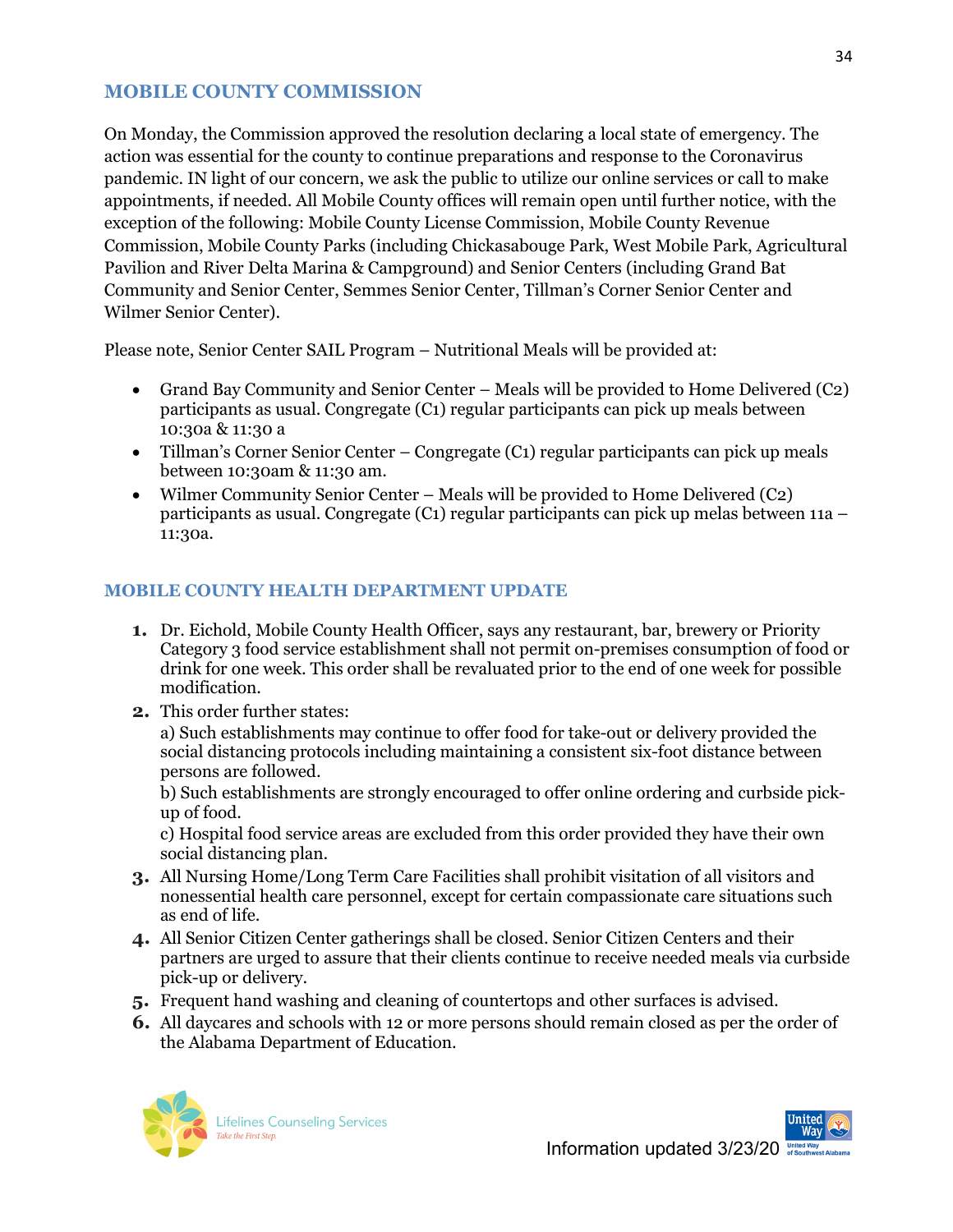## MOBILE COUNTY COMMISSION

On Monday, the Commission approved the resolution declaring a local state of emergency. The action was essential for the county to continue preparations and response to the Coronavirus pandemic. IN light of our concern, we ask the public to utilize our online services or call to make appointments, if needed. All Mobile County offices will remain open until further notice, with the exception of the following: Mobile County License Commission, Mobile County Revenue Commission, Mobile County Parks (including Chickasabouge Park, West Mobile Park, Agricultural Pavilion and River Delta Marina & Campground) and Senior Centers (including Grand Bat Community and Senior Center, Semmes Senior Center, Tillman's Corner Senior Center and Wilmer Senior Center).

Please note, Senior Center SAIL Program – Nutritional Meals will be provided at:

- Grand Bay Community and Senior Center – Meals will be provided to Home Delivered (C2) participants as usual. Congregate (C1) regular participants can pick up meals between 10:30a & 11:30 a
- Tillman's Corner Senior Center – Congregate (C1) regular participants can pick up meals between 10:30am & 11:30 am.
- Wilmer Community Senior Center – Meals will be provided to Home Delivered (C2) participants as usual. Congregate (C1) regular participants can pick up melas between 11a – 11:30a.

## MOBILE COUNTY HEALTH DEPARTMENT UPDATE

1. Dr. Eichold, Mobile County Health Officer, says any restaurant, bar, brewery or Priority Category 3 food service establishment shall not permit on-premises consumption of food or drink for one week. This order shall be revaluated prior to the end of one week for possible modification.
2. This order further states:
   a) Such establishments may continue to offer food for take-out or delivery provided the social distancing protocols including maintaining a consistent six-foot distance between persons are followed.
   b) Such establishments are strongly encouraged to offer online ordering and curbside pick-up of food.
   c) Hospital food service areas are excluded from this order provided they have their own social distancing plan.
3. All Nursing Home/Long Term Care Facilities shall prohibit visitation of all visitors and nonessential health care personnel, except for certain compassionate care situations such as end of life.
4. All Senior Citizen Center gatherings shall be closed. Senior Citizen Centers and their partners are urged to assure that their clients continue to receive needed meals via curbside pick-up or delivery.
5. Frequent hand washing and cleaning of countertops and other surfaces is advised.
6. All daycares and schools with 12 or more persons should remain closed as per the order of the Alabama Department of Education.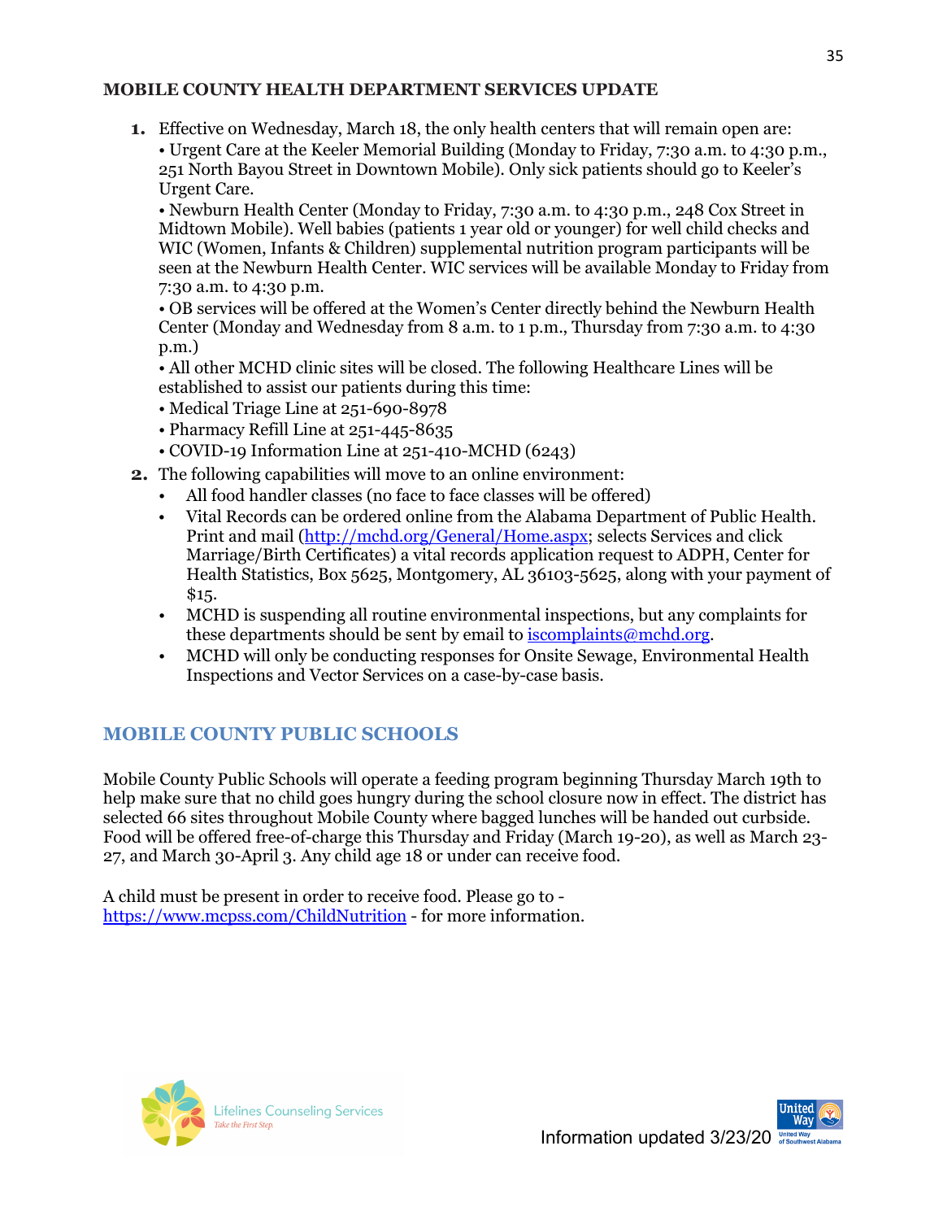**MOBILE COUNTY HEALTH DEPARTMENT SERVICES UPDATE**

1. Effective on Wednesday, March 18, the only health centers that will remain open are:
   • Urgent Care at the Keeler Memorial Building (Monday to Friday, 7:30 a.m. to 4:30 p.m., 251 North Bayou Street in Downtown Mobile). Only sick patients should go to Keeler's Urgent Care.
   • Newburn Health Center (Monday to Friday, 7:30 a.m. to 4:30 p.m., 248 Cox Street in Midtown Mobile). Well babies (patients 1 year old or younger) for well child checks and WIC (Women, Infants & Children) supplemental nutrition program participants will be seen at the Newburn Health Center. WIC services will be available Monday to Friday from 7:30 a.m. to 4:30 p.m.
   • OB services will be offered at the Women's Center directly behind the Newburn Health Center (Monday and Wednesday from 8 a.m. to 1 p.m., Thursday from 7:30 a.m. to 4:30 p.m.)
   • All other MCHD clinic sites will be closed. The following Healthcare Lines will be established to assist our patients during this time:
   • Medical Triage Line at 251-690-8978
   • Pharmacy Refill Line at 251-445-8635
   • COVID-19 Information Line at 251-410-MCHD (6243)
2. The following capabilities will move to an online environment:
   - All food handler classes (no face to face classes will be offered)
   - Vital Records can be ordered online from the Alabama Department of Public Health. Print and mail (http://mchd.org/General/Home.aspx; selects Services and click Marriage/Birth Certificates) a vital records application request to ADPH, Center for Health Statistics, Box 5625, Montgomery, AL 36103-5625, along with your payment of $15.
   - MCHD is suspending all routine environmental inspections, but any complaints for these departments should be sent by email to iscomplaints@mchd.org.
   - MCHD will only be conducting responses for Onsite Sewage, Environmental Health Inspections and Vector Services on a case-by-case basis.

## MOBILE COUNTY PUBLIC SCHOOLS

Mobile County Public Schools will operate a feeding program beginning Thursday March 19th to help make sure that no child goes hungry during the school closure now in effect. The district has selected 66 sites throughout Mobile County where bagged lunches will be handed out curbside. Food will be offered free-of-charge this Thursday and Friday (March 19-20), as well as March 23-27, and March 30-April 3. Any child age 18 or under can receive food.

A child must be present in order to receive food. Please go to - https://www.mcpss.com/ChildNutrition - for more information.

Information updated 3/23/20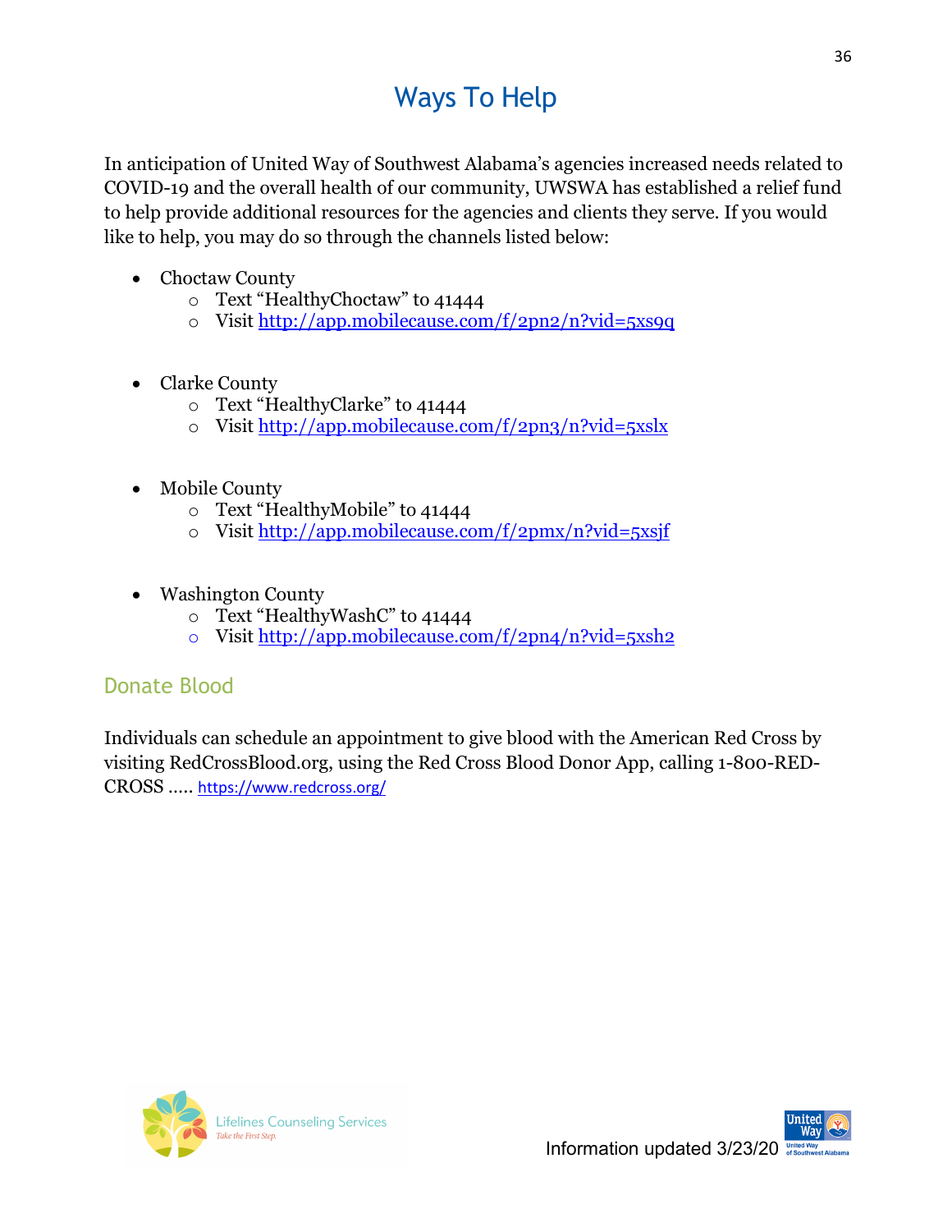## Ways To Help

In anticipation of United Way of Southwest Alabama's agencies increased needs related to COVID-19 and the overall health of our community, UWSWA has established a relief fund to help provide additional resources for the agencies and clients they serve. If you would like to help, you may do so through the channels listed below:

- Choctaw County
  - Text "HealthyChoctaw" to 41444
  - Visit http://app.mobilecause.com/f/2pn2/n?vid=5xs9q

- Clarke County
  - Text "HealthyClarke" to 41444
  - Visit http://app.mobilecause.com/f/2pn3/n?vid=5xslx

- Mobile County
  - Text "HealthyMobile" to 41444
  - Visit http://app.mobilecause.com/f/2pmx/n?vid=5xsjf

- Washington County
  - Text "HealthyWashC" to 41444
  - Visit http://app.mobilecause.com/f/2pn4/n?vid=5xsh2

### Donate Blood

Individuals can schedule an appointment to give blood with the American Red Cross by visiting RedCrossBlood.org, using the Red Cross Blood Donor App, calling 1-800-RED-CROSS ..... https://www.redcross.org/

Lifelines Counseling Services
Take the First Step.

Information updated 3/23/20

United Way of Southwest Alabama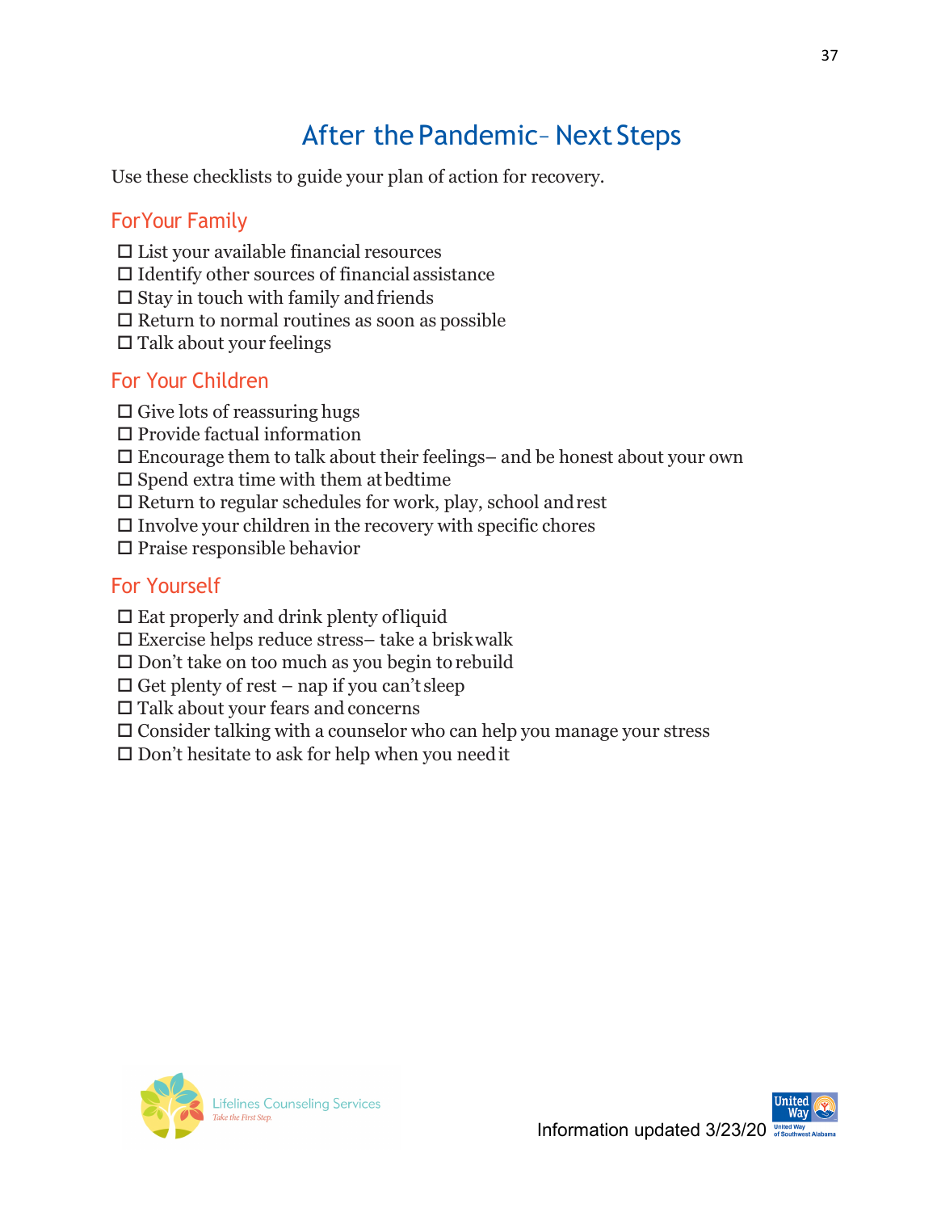# After the Pandemic– Next Steps

Use these checklists to guide your plan of action for recovery.

## For Your Family

- ☐ List your available financial resources
- ☐ Identify other sources of financial assistance
- ☐ Stay in touch with family and friends
- ☐ Return to normal routines as soon as possible
- ☐ Talk about your feelings

## For Your Children

- ☐ Give lots of reassuring hugs
- ☐ Provide factual information
- ☐ Encourage them to talk about their feelings– and be honest about your own
- ☐ Spend extra time with them at bedtime
- ☐ Return to regular schedules for work, play, school and rest
- ☐ Involve your children in the recovery with specific chores
- ☐ Praise responsible behavior

## For Yourself

- ☐ Eat properly and drink plenty of liquid
- ☐ Exercise helps reduce stress– take a brisk walk
- ☐ Don't take on too much as you begin to rebuild
- ☐ Get plenty of rest – nap if you can't sleep
- ☐ Talk about your fears and concerns
- ☐ Consider talking with a counselor who can help you manage your stress
- ☐ Don't hesitate to ask for help when you need it

Lifelines Counseling Services
*Take the First Step.*

Information updated 3/23/20

United Way of Southwest Alabama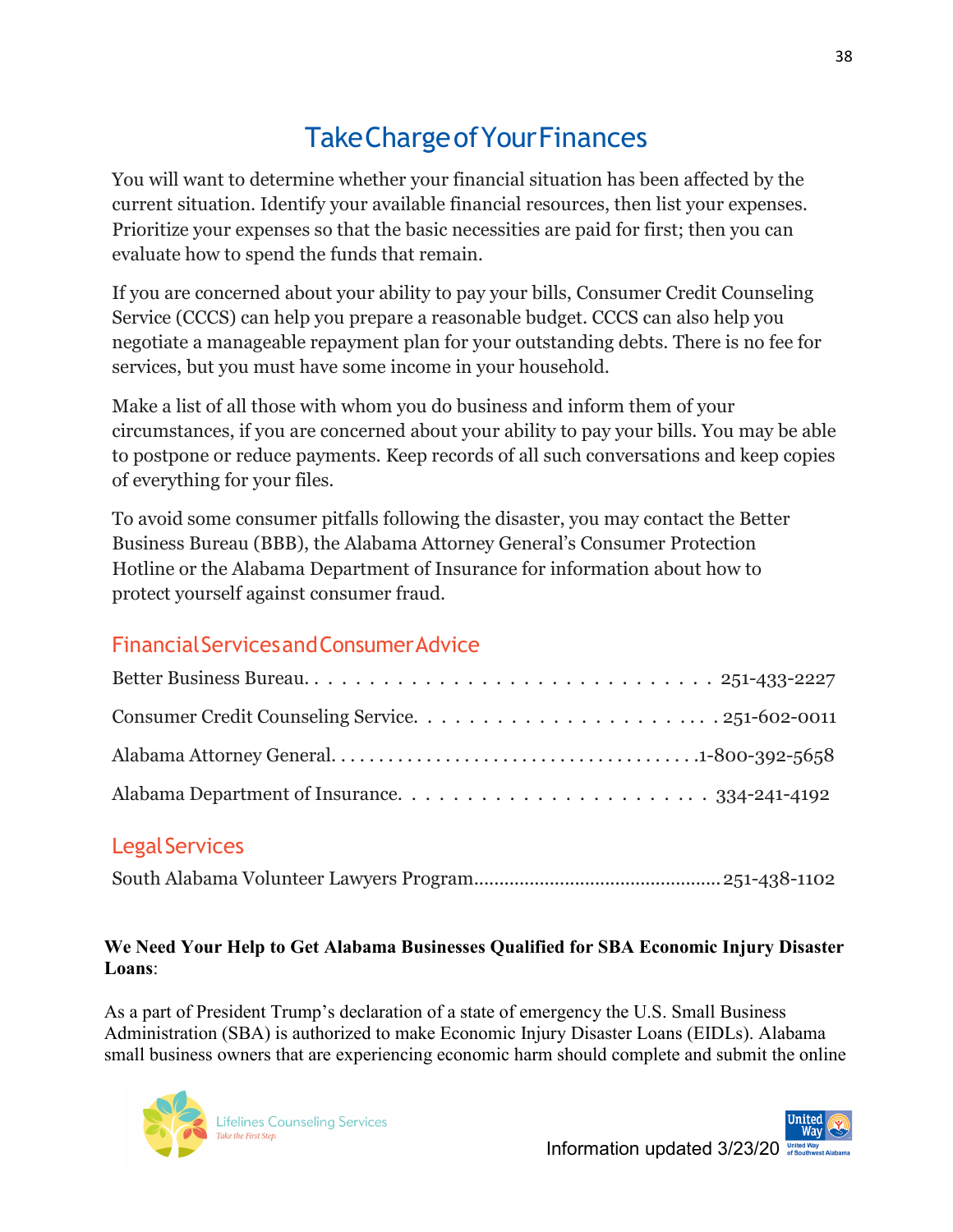# Take Charge of Your Finances

You will want to determine whether your financial situation has been affected by the current situation. Identify your available financial resources, then list your expenses. Prioritize your expenses so that the basic necessities are paid for first; then you can evaluate how to spend the funds that remain.

If you are concerned about your ability to pay your bills, Consumer Credit Counseling Service (CCCS) can help you prepare a reasonable budget. CCCS can also help you negotiate a manageable repayment plan for your outstanding debts. There is no fee for services, but you must have some income in your household.

Make a list of all those with whom you do business and inform them of your circumstances, if you are concerned about your ability to pay your bills. You may be able to postpone or reduce payments. Keep records of all such conversations and keep copies of everything for your files.

To avoid some consumer pitfalls following the disaster, you may contact the Better Business Bureau (BBB), the Alabama Attorney General's Consumer Protection Hotline or the Alabama Department of Insurance for information about how to protect yourself against consumer fraud.

## Financial Services and Consumer Advice

Better Business Bureau. . . . . . . . . . . . . . . . . . . . . . . . . . . . . . 251-433-2227

Consumer Credit Counseling Service. . . . . . . . . . . . . . . . . . . . . . . 251-602-0011

Alabama Attorney General. . . . . . . . . . . . . . . . . . . . . . . . . . . . . . . . . . . . 1-800-392-5658

Alabama Department of Insurance. . . . . . . . . . . . . . . . . . . . . . . 334-241-4192

## Legal Services

South Alabama Volunteer Lawyers Program................................................ 251-438-1102

**We Need Your Help to Get Alabama Businesses Qualified for SBA Economic Injury Disaster Loans**:

As a part of President Trump's declaration of a state of emergency the U.S. Small Business Administration (SBA) is authorized to make Economic Injury Disaster Loans (EIDLs). Alabama small business owners that are experiencing economic harm should complete and submit the online

Lifelines Counseling Services
*Take the First Step.*

Information updated 3/23/20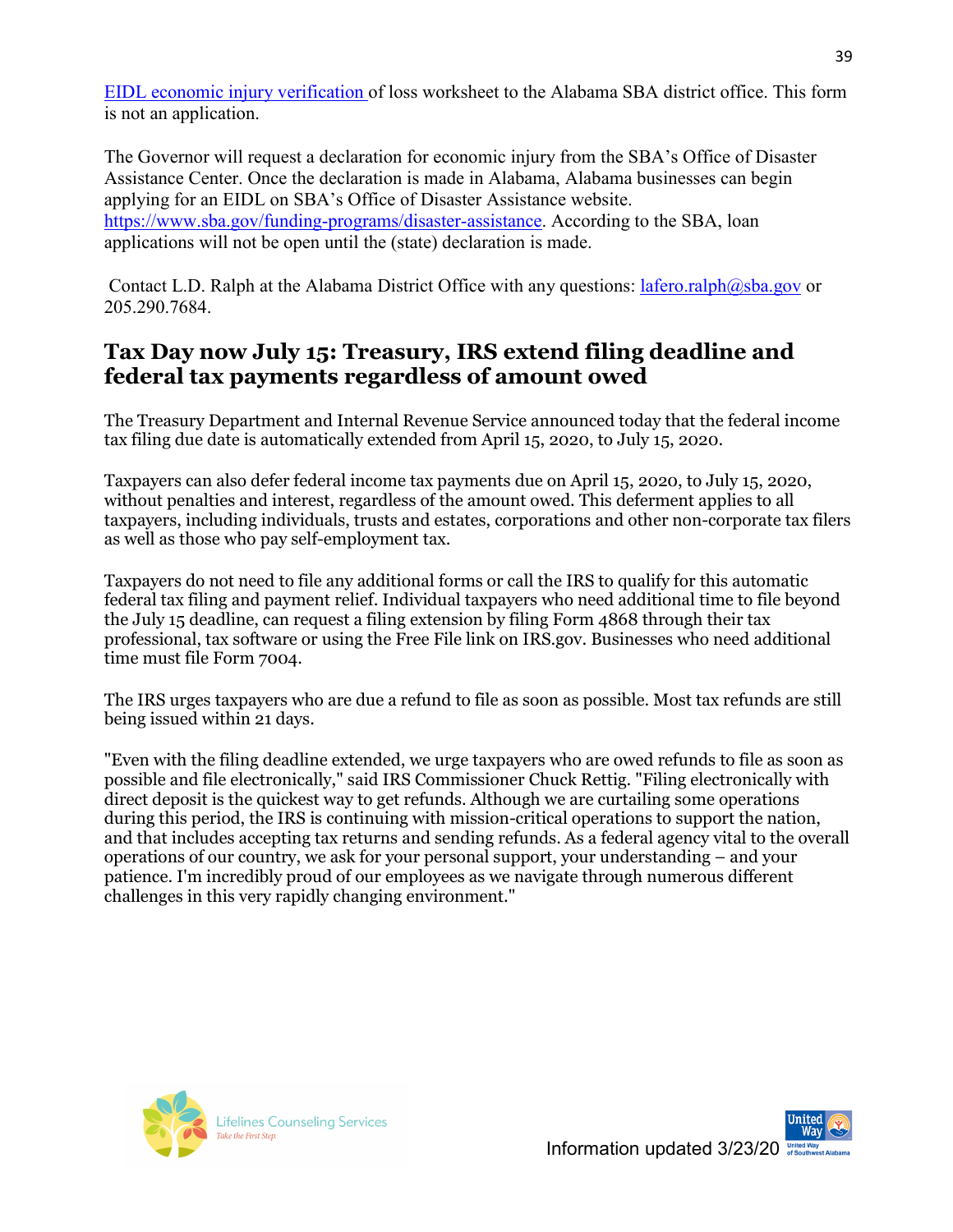[EIDL economic injury verification](#) of loss worksheet to the Alabama SBA district office. This form is not an application.

The Governor will request a declaration for economic injury from the SBA's Office of Disaster Assistance Center. Once the declaration is made in Alabama, Alabama businesses can begin applying for an EIDL on SBA's Office of Disaster Assistance website. [https://www.sba.gov/funding-programs/disaster-assistance](https://www.sba.gov/funding-programs/disaster-assistance). According to the SBA, loan applications will not be open until the (state) declaration is made.

Contact L.D. Ralph at the Alabama District Office with any questions: [lafero.ralph@sba.gov](mailto:lafero.ralph@sba.gov) or 205.290.7684.

## Tax Day now July 15: Treasury, IRS extend filing deadline and federal tax payments regardless of amount owed

The Treasury Department and Internal Revenue Service announced today that the federal income tax filing due date is automatically extended from April 15, 2020, to July 15, 2020.

Taxpayers can also defer federal income tax payments due on April 15, 2020, to July 15, 2020, without penalties and interest, regardless of the amount owed. This deferment applies to all taxpayers, including individuals, trusts and estates, corporations and other non-corporate tax filers as well as those who pay self-employment tax.

Taxpayers do not need to file any additional forms or call the IRS to qualify for this automatic federal tax filing and payment relief. Individual taxpayers who need additional time to file beyond the July 15 deadline, can request a filing extension by filing Form 4868 through their tax professional, tax software or using the Free File link on IRS.gov. Businesses who need additional time must file Form 7004.

The IRS urges taxpayers who are due a refund to file as soon as possible. Most tax refunds are still being issued within 21 days.

"Even with the filing deadline extended, we urge taxpayers who are owed refunds to file as soon as possible and file electronically," said IRS Commissioner Chuck Rettig. "Filing electronically with direct deposit is the quickest way to get refunds. Although we are curtailing some operations during this period, the IRS is continuing with mission-critical operations to support the nation, and that includes accepting tax returns and sending refunds. As a federal agency vital to the overall operations of our country, we ask for your personal support, your understanding – and your patience. I'm incredibly proud of our employees as we navigate through numerous different challenges in this very rapidly changing environment."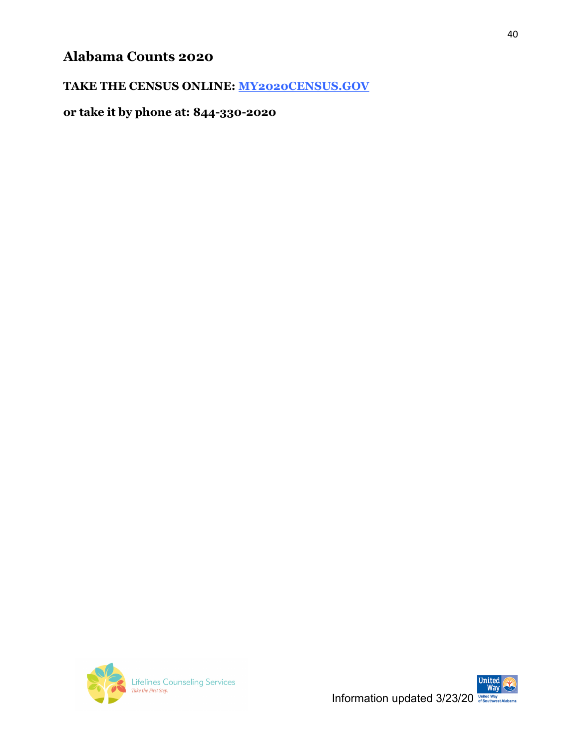## Alabama Counts 2020

**TAKE THE CENSUS ONLINE: MY2020CENSUS.GOV**

**or take it by phone at: 844-330-2020**